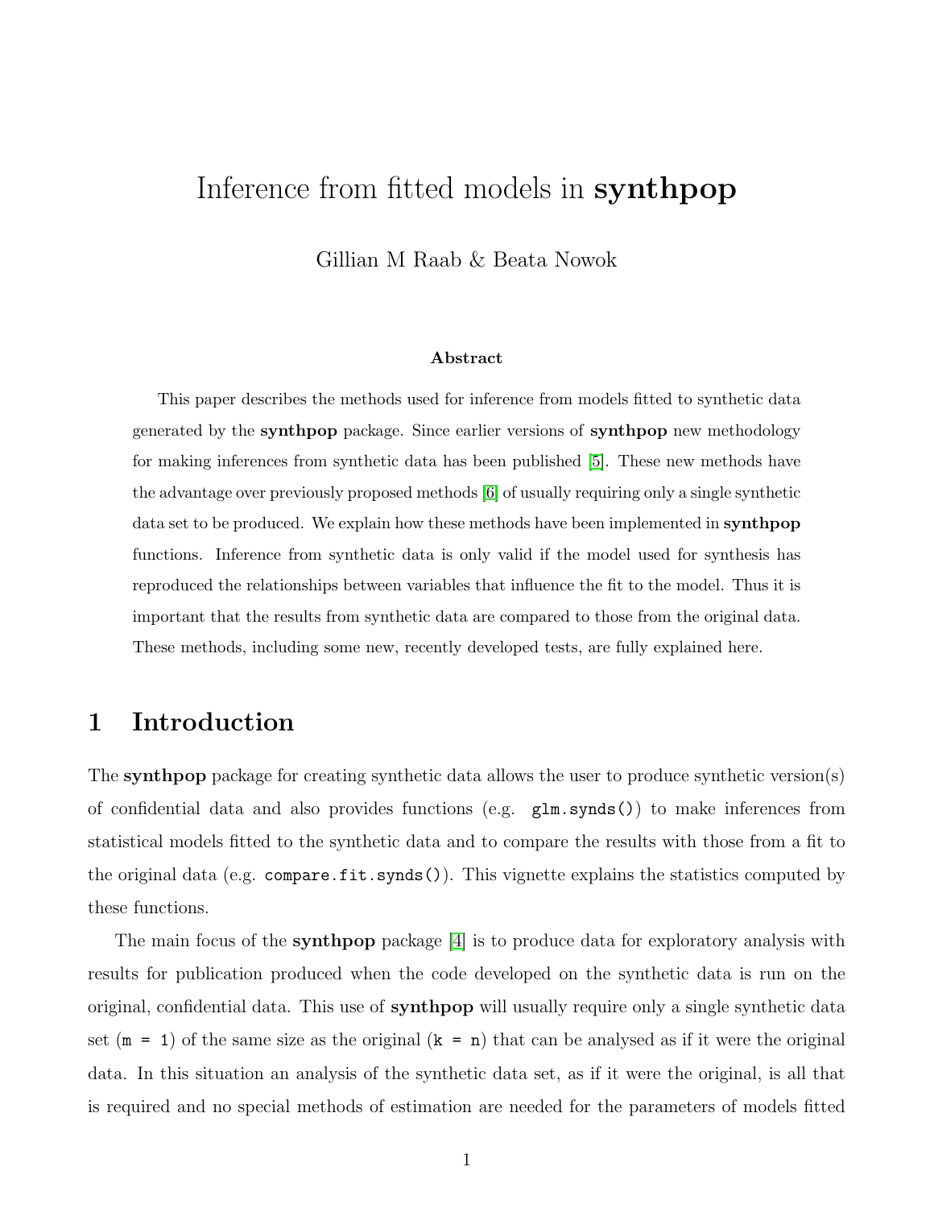# Inference from fitted models in **synthpop**

Gillian M Raab & Beata Nowok

**Abstract**

This paper describes the methods used for inference from models fitted to synthetic data generated by the **synthpop** package. Since earlier versions of **synthpop** new methodology for making inferences from synthetic data has been published [5]. These new methods have the advantage over previously proposed methods [6] of usually requiring only a single synthetic data set to be produced. We explain how these methods have been implemented in **synthpop** functions. Inference from synthetic data is only valid if the model used for synthesis has reproduced the relationships between variables that influence the fit to the model. Thus it is important that the results from synthetic data are compared to those from the original data. These methods, including some new, recently developed tests, are fully explained here.

## 1 Introduction

The **synthpop** package for creating synthetic data allows the user to produce synthetic version(s) of confidential data and also provides functions (e.g. `glm.synds()`) to make inferences from statistical models fitted to the synthetic data and to compare the results with those from a fit to the original data (e.g. `compare.fit.synds()`). This vignette explains the statistics computed by these functions.

The main focus of the **synthpop** package [4] is to produce data for exploratory analysis with results for publication produced when the code developed on the synthetic data is run on the original, confidential data. This use of **synthpop** will usually require only a single synthetic data set (`m = 1`) of the same size as the original (`k = n`) that can be analysed as if it were the original data. In this situation an analysis of the synthetic data set, as if it were the original, is all that is required and no special methods of estimation are needed for the parameters of models fitted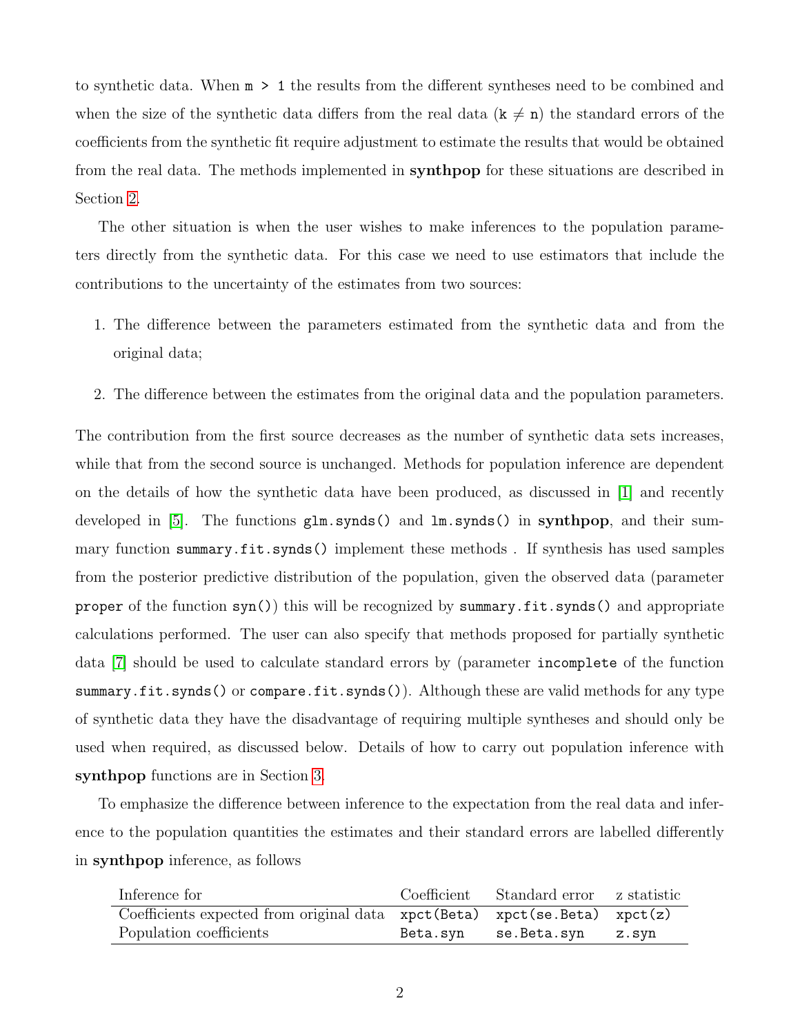to synthetic data. When `m > 1` the results from the different syntheses need to be combined and when the size of the synthetic data differs from the real data (`k` $\neq$ `n`) the standard errors of the coefficients from the synthetic fit require adjustment to estimate the results that would be obtained from the real data. The methods implemented in **synthpop** for these situations are described in Section 2.

The other situation is when the user wishes to make inferences to the population parameters directly from the synthetic data. For this case we need to use estimators that include the contributions to the uncertainty of the estimates from two sources:

1. The difference between the parameters estimated from the synthetic data and from the original data;
2. The difference between the estimates from the original data and the population parameters.

The contribution from the first source decreases as the number of synthetic data sets increases, while that from the second source is unchanged. Methods for population inference are dependent on the details of how the synthetic data have been produced, as discussed in [1] and recently developed in [5]. The functions `glm.synds()` and `lm.synds()` in **synthpop**, and their summary function `summary.fit.synds()` implement these methods . If synthesis has used samples from the posterior predictive distribution of the population, given the observed data (parameter `proper` of the function `syn()`) this will be recognized by `summary.fit.synds()` and appropriate calculations performed. The user can also specify that methods proposed for partially synthetic data [7] should be used to calculate standard errors by (parameter `incomplete` of the function `summary.fit.synds()` or `compare.fit.synds()`). Although these are valid methods for any type of synthetic data they have the disadvantage of requiring multiple syntheses and should only be used when required, as discussed below. Details of how to carry out population inference with **synthpop** functions are in Section 3.

To emphasize the difference between inference to the expectation from the real data and inference to the population quantities the estimates and their standard errors are labelled differently in **synthpop** inference, as follows

| Inference for | Coefficient | Standard error | z statistic |
|---|---|---|---|
| Coefficients expected from original data | `xpct(Beta)` | `xpct(se.Beta)` | `xpct(z)` |
| Population coefficients | `Beta.syn` | `se.Beta.syn` | `z.syn` |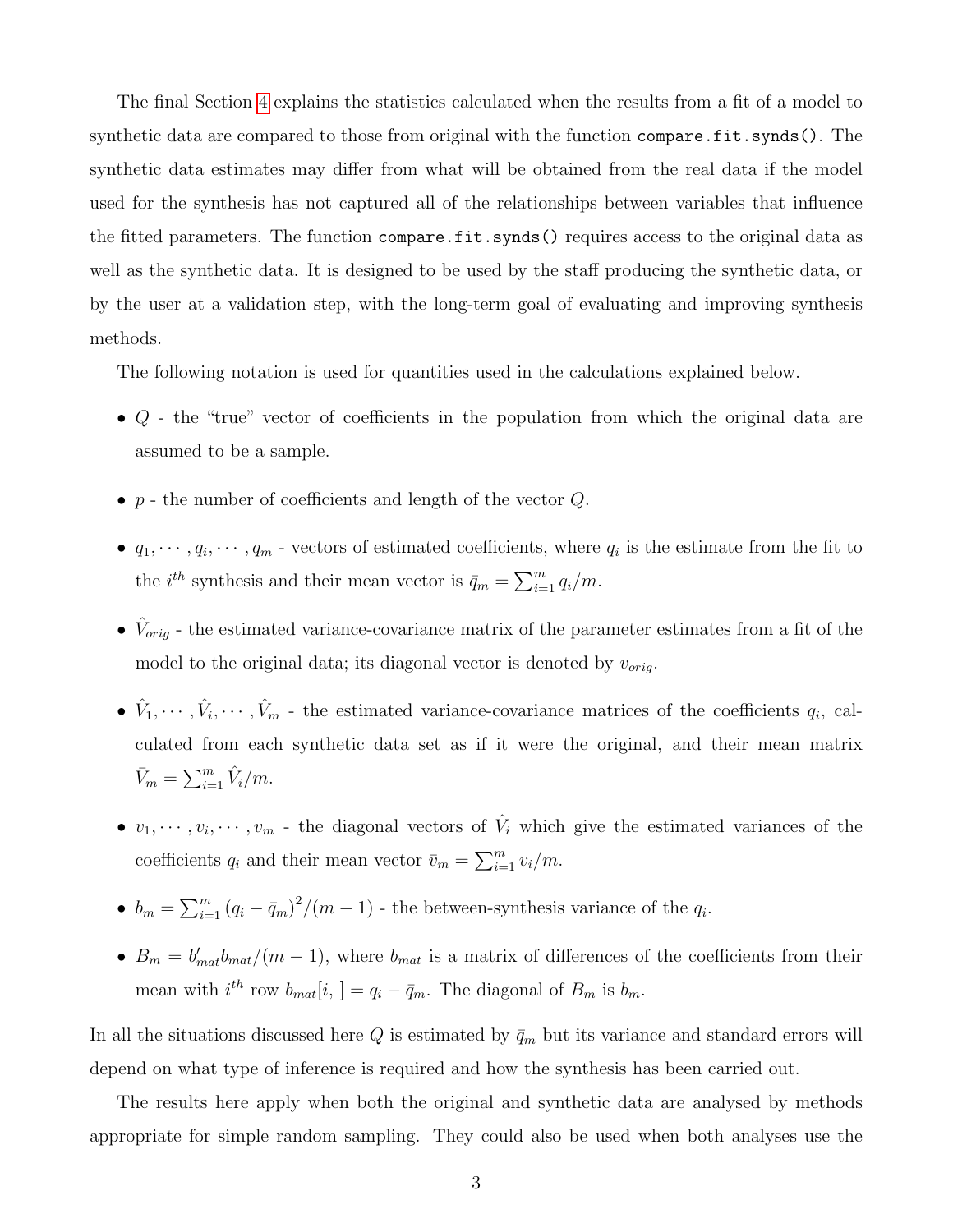The final Section 4 explains the statistics calculated when the results from a fit of a model to synthetic data are compared to those from original with the function `compare.fit.synds()`. The synthetic data estimates may differ from what will be obtained from the real data if the model used for the synthesis has not captured all of the relationships between variables that influence the fitted parameters. The function `compare.fit.synds()` requires access to the original data as well as the synthetic data. It is designed to be used by the staff producing the synthetic data, or by the user at a validation step, with the long-term goal of evaluating and improving synthesis methods.

The following notation is used for quantities used in the calculations explained below.

- $Q$ - the "true" vector of coefficients in the population from which the original data are assumed to be a sample.
- $p$ - the number of coefficients and length of the vector $Q$.
- $q_1, \cdots, q_i, \cdots, q_m$ - vectors of estimated coefficients, where $q_i$ is the estimate from the fit to the $i^{th}$ synthesis and their mean vector is $\bar{q}_m = \sum_{i=1}^{m} q_i/m$.
- $\hat{V}_{orig}$ - the estimated variance-covariance matrix of the parameter estimates from a fit of the model to the original data; its diagonal vector is denoted by $v_{orig}$.
- $\hat{V}_1, \cdots, \hat{V}_i, \cdots, \hat{V}_m$ - the estimated variance-covariance matrices of the coefficients $q_i$, calculated from each synthetic data set as if it were the original, and their mean matrix $\bar{V}_m = \sum_{i=1}^{m} \hat{V}_i/m$.
- $v_1, \cdots, v_i, \cdots, v_m$ - the diagonal vectors of $\hat{V}_i$ which give the estimated variances of the coefficients $q_i$ and their mean vector $\bar{v}_m = \sum_{i=1}^{m} v_i/m$.
- $b_m = \sum_{i=1}^{m} (q_i - \bar{q}_m)^2/(m-1)$ - the between-synthesis variance of the $q_i$.
- $B_m = b'_{mat} b_{mat}/(m-1)$, where $b_{mat}$ is a matrix of differences of the coefficients from their mean with $i^{th}$ row $b_{mat}[i, ] = q_i - \bar{q}_m$. The diagonal of $B_m$ is $b_m$.

In all the situations discussed here $Q$ is estimated by $\bar{q}_m$ but its variance and standard errors will depend on what type of inference is required and how the synthesis has been carried out.

The results here apply when both the original and synthetic data are analysed by methods appropriate for simple random sampling. They could also be used when both analyses use the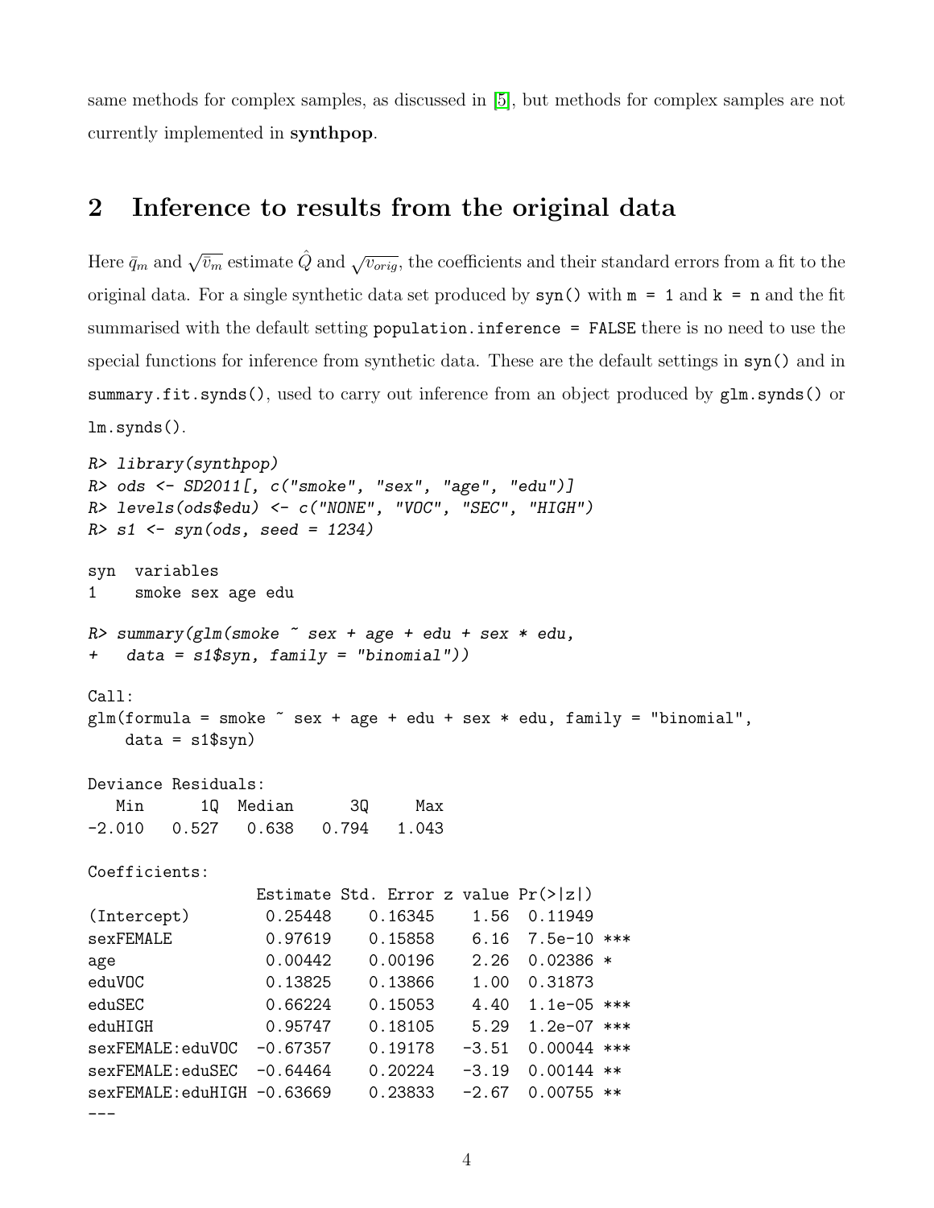same methods for complex samples, as discussed in [5], but methods for complex samples are not currently implemented in **synthpop**.

## 2 Inference to results from the original data

Here $\bar{q}_m$ and $\sqrt{\bar{v}_m}$ estimate $\hat{Q}$ and $\sqrt{v_{orig}}$, the coefficients and their standard errors from a fit to the original data. For a single synthetic data set produced by `syn()` with `m = 1` and `k = n` and the fit summarised with the default setting `population.inference = FALSE` there is no need to use the special functions for inference from synthetic data. These are the default settings in `syn()` and in `summary.fit.synds()`, used to carry out inference from an object produced by `glm.synds()` or `lm.synds()`.

```
R> library(synthpop)
R> ods <- SD2011[, c("smoke", "sex", "age", "edu")]
R> levels(ods$edu) <- c("NONE", "VOC", "SEC", "HIGH")
R> s1 <- syn(ods, seed = 1234)

syn  variables
1    smoke sex age edu

R> summary(glm(smoke ~ sex + age + edu + sex * edu,
+   data = s1$syn, family = "binomial"))

Call:
glm(formula = smoke ~ sex + age + edu + sex * edu, family = "binomial",
    data = s1$syn)

Deviance Residuals:
   Min      1Q  Median      3Q     Max
-2.010   0.527   0.638   0.794   1.043

Coefficients:
                  Estimate Std. Error z value Pr(>|z|)
(Intercept)        0.25448    0.16345    1.56  0.11949
sexFEMALE          0.97619    0.15858    6.16  7.5e-10 ***
age                0.00442    0.00196    2.26  0.02386 *
eduVOC             0.13825    0.13866    1.00  0.31873
eduSEC             0.66224    0.15053    4.40  1.1e-05 ***
eduHIGH            0.95747    0.18105    5.29  1.2e-07 ***
sexFEMALE:eduVOC  -0.67357    0.19178   -3.51  0.00044 ***
sexFEMALE:eduSEC  -0.64464    0.20224   -3.19  0.00144 **
sexFEMALE:eduHIGH -0.63669    0.23833   -2.67  0.00755 **
---
```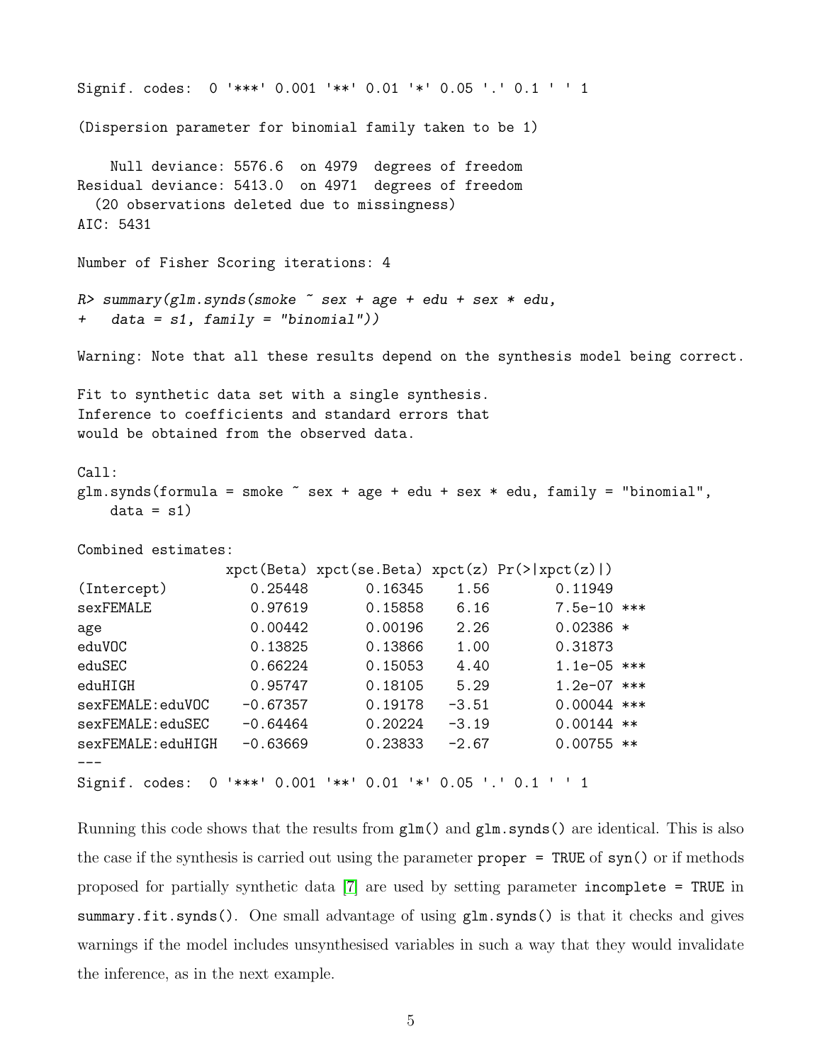```
Signif. codes:  0 '***' 0.001 '**' 0.01 '*' 0.05 '.' 0.1 ' ' 1

(Dispersion parameter for binomial family taken to be 1)

    Null deviance: 5576.6  on 4979  degrees of freedom
Residual deviance: 5413.0  on 4971  degrees of freedom
  (20 observations deleted due to missingness)
AIC: 5431

Number of Fisher Scoring iterations: 4

R> summary(glm.synds(smoke ~ sex + age + edu + sex * edu,
+   data = s1, family = "binomial"))

Warning: Note that all these results depend on the synthesis model being correct.

Fit to synthetic data set with a single synthesis.
Inference to coefficients and standard errors that
would be obtained from the observed data.

Call:
glm.synds(formula = smoke ~ sex + age + edu + sex * edu, family = "binomial",
    data = s1)

Combined estimates:
                  xpct(Beta) xpct(se.Beta) xpct(z) Pr(>|xpct(z)|)
(Intercept)          0.25448       0.16345    1.56        0.11949
sexFEMALE            0.97619       0.15858    6.16        7.5e-10 ***
age                  0.00442       0.00196    2.26        0.02386 *
eduVOC               0.13825       0.13866    1.00        0.31873
eduSEC               0.66224       0.15053    4.40        1.1e-05 ***
eduHIGH              0.95747       0.18105    5.29        1.2e-07 ***
sexFEMALE:eduVOC    -0.67357       0.19178   -3.51        0.00044 ***
sexFEMALE:eduSEC    -0.64464       0.20224   -3.19        0.00144 **
sexFEMALE:eduHIGH   -0.63669       0.23833   -2.67        0.00755 **
---
Signif. codes:  0 '***' 0.001 '**' 0.01 '*' 0.05 '.' 0.1 ' ' 1
```

Running this code shows that the results from `glm()` and `glm.synds()` are identical. This is also the case if the synthesis is carried out using the parameter `proper = TRUE` of `syn()` or if methods proposed for partially synthetic data [7] are used by setting parameter `incomplete = TRUE` in `summary.fit.synds()`. One small advantage of using `glm.synds()` is that it checks and gives warnings if the model includes unsynthesised variables in such a way that they would invalidate the inference, as in the next example.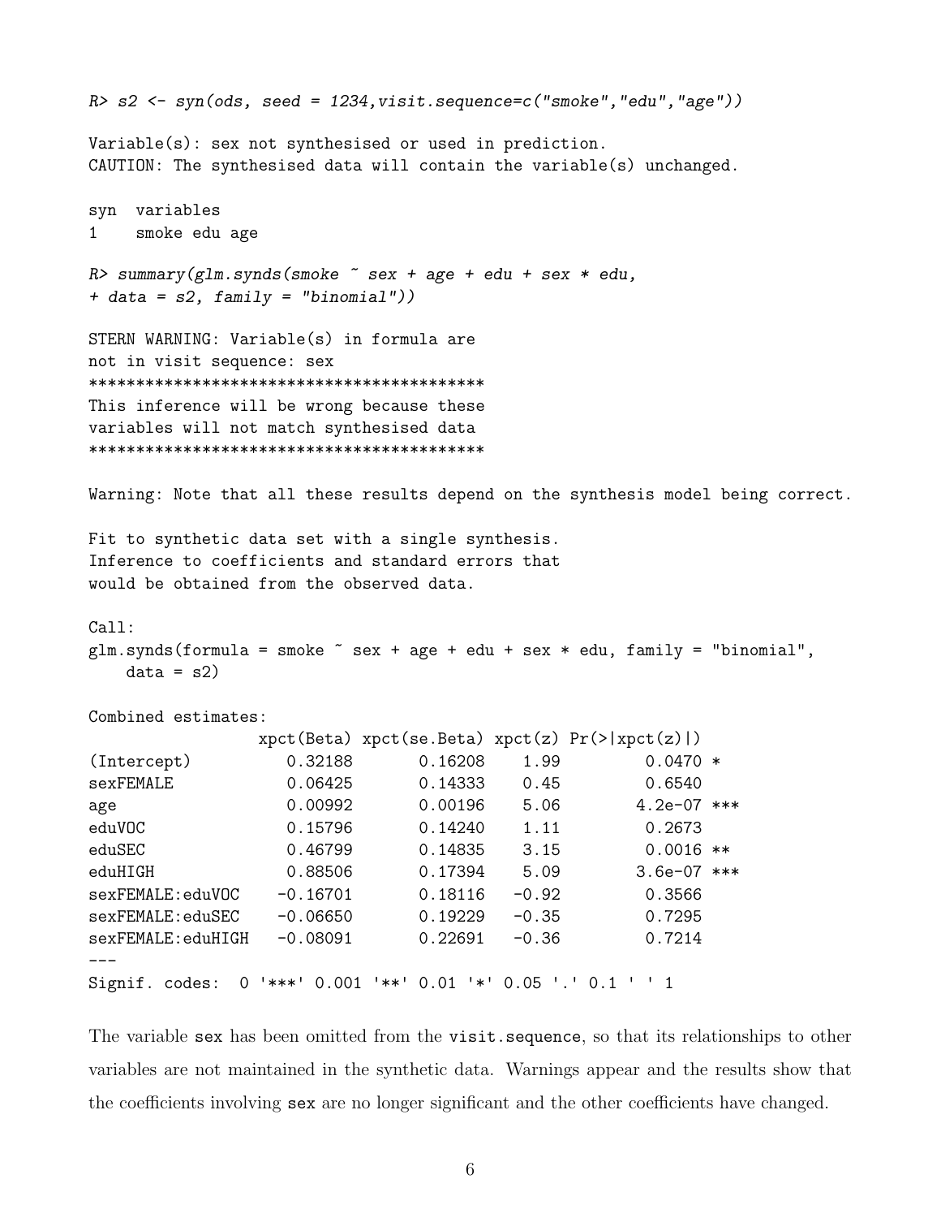```
R> s2 <- syn(ods, seed = 1234,visit.sequence=c("smoke","edu","age"))

Variable(s): sex not synthesised or used in prediction.
CAUTION: The synthesised data will contain the variable(s) unchanged.

syn  variables
1    smoke edu age

R> summary(glm.synds(smoke ~ sex + age + edu + sex * edu,
+ data = s2, family = "binomial"))

STERN WARNING: Variable(s) in formula are
not in visit sequence: sex
*****************************************
This inference will be wrong because these
variables will not match synthesised data
*****************************************

Warning: Note that all these results depend on the synthesis model being correct.

Fit to synthetic data set with a single synthesis.
Inference to coefficients and standard errors that
would be obtained from the observed data.

Call:
glm.synds(formula = smoke ~ sex + age + edu + sex * edu, family = "binomial",
    data = s2)

Combined estimates:
                  xpct(Beta) xpct(se.Beta) xpct(z) Pr(>|xpct(z)|)
(Intercept)          0.32188       0.16208    1.99         0.0470 *
sexFEMALE            0.06425       0.14333    0.45         0.6540
age                  0.00992       0.00196    5.06        4.2e-07 ***
eduVOC               0.15796       0.14240    1.11         0.2673
eduSEC               0.46799       0.14835    3.15         0.0016 **
eduHIGH              0.88506       0.17394    5.09        3.6e-07 ***
sexFEMALE:eduVOC    -0.16701       0.18116   -0.92         0.3566
sexFEMALE:eduSEC    -0.06650       0.19229   -0.35         0.7295
sexFEMALE:eduHIGH   -0.08091       0.22691   -0.36         0.7214
---
Signif. codes:  0 '***' 0.001 '**' 0.01 '*' 0.05 '.' 0.1 ' ' 1
```

The variable `sex` has been omitted from the `visit.sequence`, so that its relationships to other variables are not maintained in the synthetic data. Warnings appear and the results show that the coefficients involving `sex` are no longer significant and the other coefficients have changed.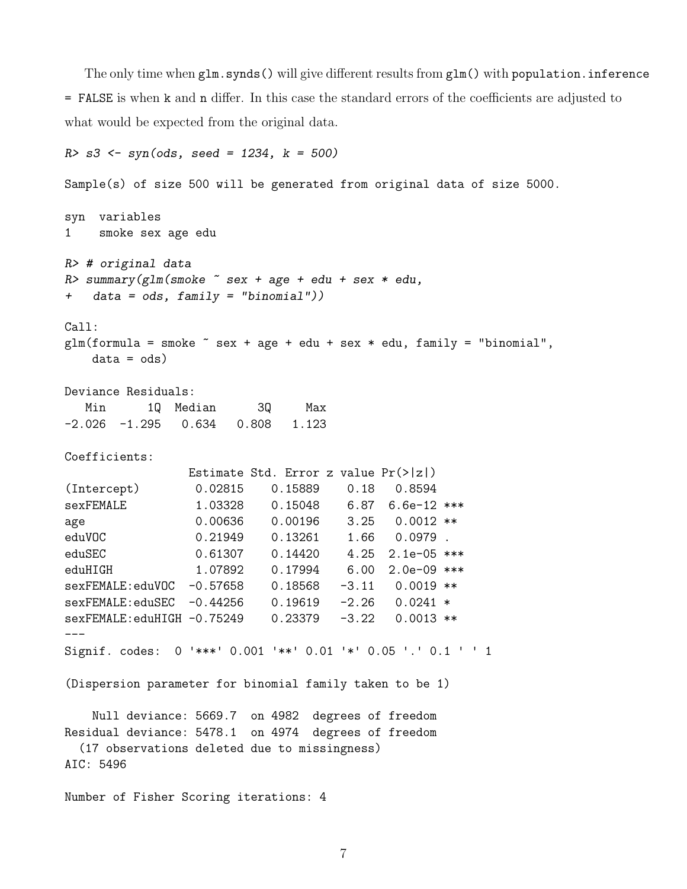The only time when `glm.synds()` will give different results from `glm()` with `population.inference = FALSE` is when `k` and `n` differ. In this case the standard errors of the coefficients are adjusted to what would be expected from the original data.

```
R> s3 <- syn(ods, seed = 1234, k = 500)

Sample(s) of size 500 will be generated from original data of size 5000.

syn  variables
1    smoke sex age edu

R> # original data
R> summary(glm(smoke ~ sex + age + edu + sex * edu,
+   data = ods, family = "binomial"))

Call:
glm(formula = smoke ~ sex + age + edu + sex * edu, family = "binomial",
    data = ods)

Deviance Residuals:
   Min      1Q  Median      3Q     Max
-2.026  -1.295   0.634   0.808   1.123

Coefficients:
                  Estimate Std. Error z value Pr(>|z|)
(Intercept)        0.02815    0.15889    0.18   0.8594
sexFEMALE          1.03328    0.15048    6.87  6.6e-12 ***
age                0.00636    0.00196    3.25   0.0012 **
eduVOC             0.21949    0.13261    1.66   0.0979 .
eduSEC             0.61307    0.14420    4.25  2.1e-05 ***
eduHIGH            1.07892    0.17994    6.00  2.0e-09 ***
sexFEMALE:eduVOC  -0.57658    0.18568   -3.11   0.0019 **
sexFEMALE:eduSEC  -0.44256    0.19619   -2.26   0.0241 *
sexFEMALE:eduHIGH -0.75249    0.23379   -3.22   0.0013 **
---
Signif. codes:  0 '***' 0.001 '**' 0.01 '*' 0.05 '.' 0.1 ' ' 1

(Dispersion parameter for binomial family taken to be 1)

    Null deviance: 5669.7  on 4982  degrees of freedom
Residual deviance: 5478.1  on 4974  degrees of freedom
  (17 observations deleted due to missingness)
AIC: 5496

Number of Fisher Scoring iterations: 4
```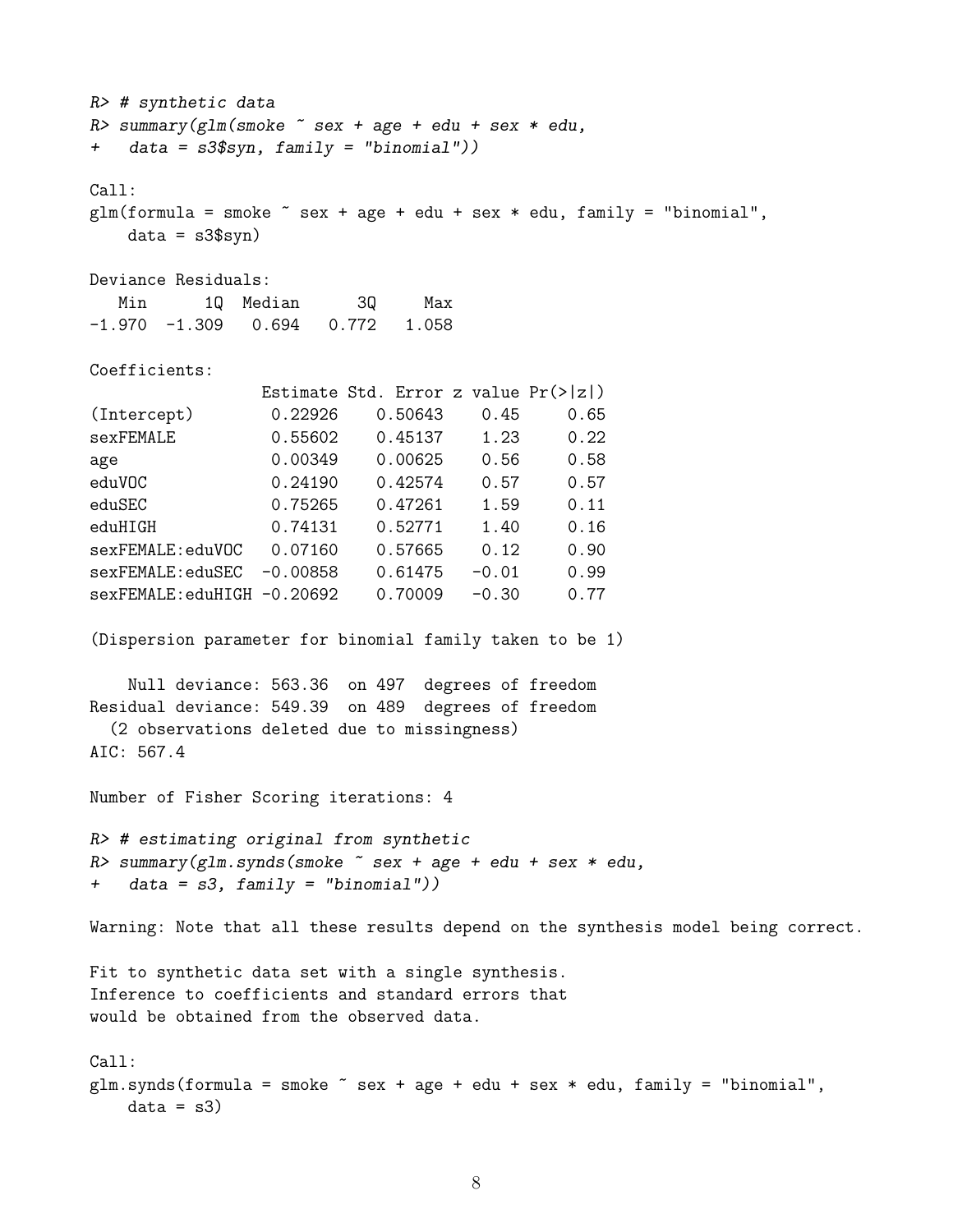```
R> # synthetic data
R> summary(glm(smoke ~ sex + age + edu + sex * edu,
+   data = s3$syn, family = "binomial"))

Call:
glm(formula = smoke ~ sex + age + edu + sex * edu, family = "binomial",
    data = s3$syn)

Deviance Residuals:
   Min      1Q  Median      3Q     Max
-1.970  -1.309   0.694   0.772   1.058

Coefficients:
                  Estimate Std. Error z value Pr(>|z|)
(Intercept)        0.22926    0.50643    0.45     0.65
sexFEMALE          0.55602    0.45137    1.23     0.22
age                0.00349    0.00625    0.56     0.58
eduVOC             0.24190    0.42574    0.57     0.57
eduSEC             0.75265    0.47261    1.59     0.11
eduHIGH            0.74131    0.52771    1.40     0.16
sexFEMALE:eduVOC   0.07160    0.57665    0.12     0.90
sexFEMALE:eduSEC  -0.00858    0.61475   -0.01     0.99
sexFEMALE:eduHIGH -0.20692    0.70009   -0.30     0.77

(Dispersion parameter for binomial family taken to be 1)

    Null deviance: 563.36  on 497  degrees of freedom
Residual deviance: 549.39  on 489  degrees of freedom
  (2 observations deleted due to missingness)
AIC: 567.4

Number of Fisher Scoring iterations: 4

R> # estimating original from synthetic
R> summary(glm.synds(smoke ~ sex + age + edu + sex * edu,
+   data = s3, family = "binomial"))

Warning: Note that all these results depend on the synthesis model being correct.

Fit to synthetic data set with a single synthesis.
Inference to coefficients and standard errors that
would be obtained from the observed data.

Call:
glm.synds(formula = smoke ~ sex + age + edu + sex * edu, family = "binomial",
    data = s3)
```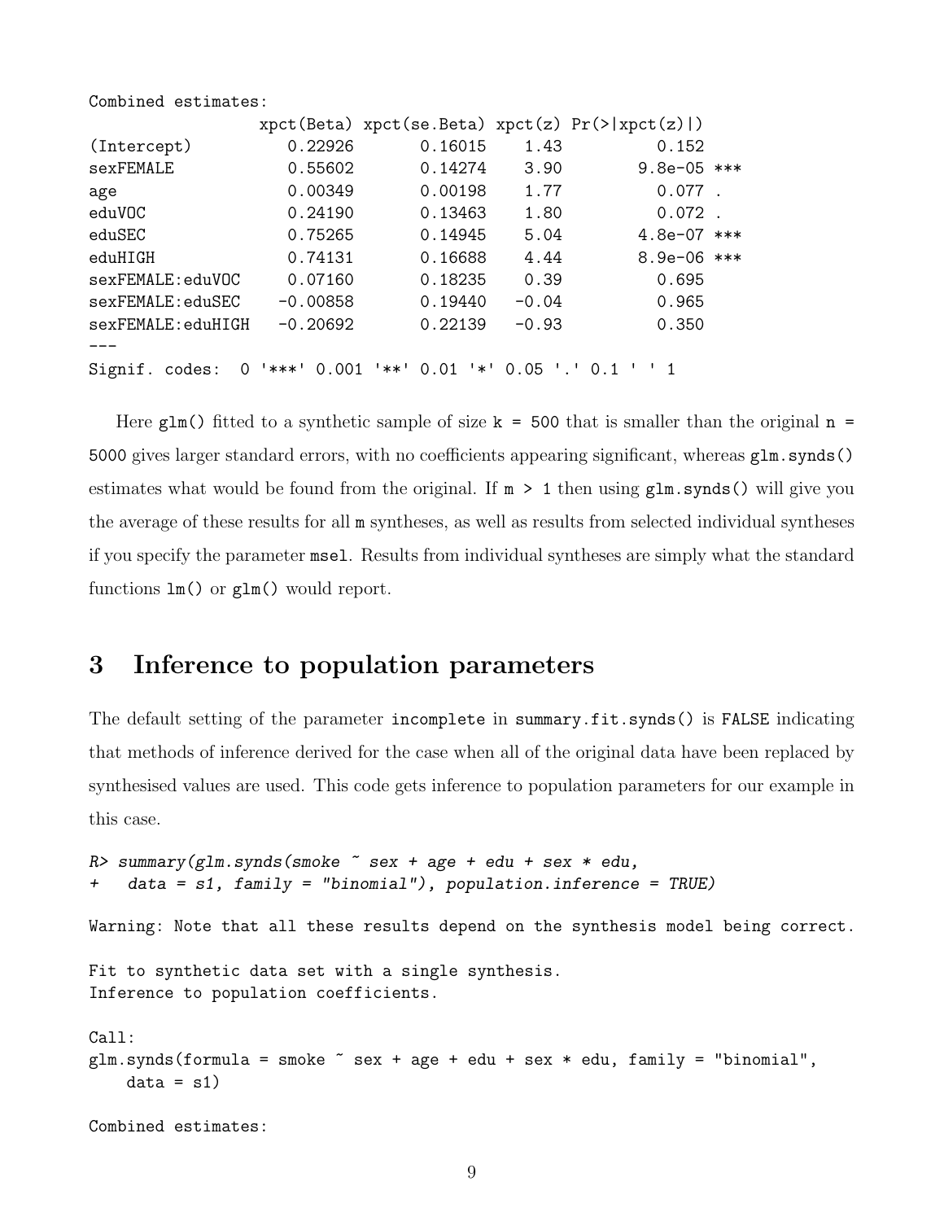```
Combined estimates:
                 xpct(Beta) xpct(se.Beta) xpct(z) Pr(>|xpct(z)|)    
(Intercept)         0.22926       0.16015    1.43          0.152    
sexFEMALE           0.55602       0.14274    3.90        9.8e-05 ***
age                 0.00349       0.00198    1.77          0.077 .  
eduVOC              0.24190       0.13463    1.80          0.072 .  
eduSEC              0.75265       0.14945    5.04        4.8e-07 ***
eduHIGH             0.74131       0.16688    4.44        8.9e-06 ***
sexFEMALE:eduVOC    0.07160       0.18235    0.39          0.695    
sexFEMALE:eduSEC   -0.00858       0.19440   -0.04          0.965    
sexFEMALE:eduHIGH  -0.20692       0.22139   -0.93          0.350    
---
Signif. codes:  0 '***' 0.001 '**' 0.01 '*' 0.05 '.' 0.1 ' ' 1
```

Here `glm()` fitted to a synthetic sample of size `k = 500` that is smaller than the original `n = 5000` gives larger standard errors, with no coefficients appearing significant, whereas `glm.synds()` estimates what would be found from the original. If `m > 1` then using `glm.synds()` will give you the average of these results for all `m` syntheses, as well as results from selected individual syntheses if you specify the parameter `msel`. Results from individual syntheses are simply what the standard functions `lm()` or `glm()` would report.

## 3 Inference to population parameters

The default setting of the parameter `incomplete` in `summary.fit.synds()` is `FALSE` indicating that methods of inference derived for the case when all of the original data have been replaced by synthesised values are used. This code gets inference to population parameters for our example in this case.

```
R> summary(glm.synds(smoke ~ sex + age + edu + sex * edu,
+   data = s1, family = "binomial"), population.inference = TRUE)

Warning: Note that all these results depend on the synthesis model being correct.

Fit to synthetic data set with a single synthesis.
Inference to population coefficients.

Call:
glm.synds(formula = smoke ~ sex + age + edu + sex * edu, family = "binomial",
    data = s1)

Combined estimates:
```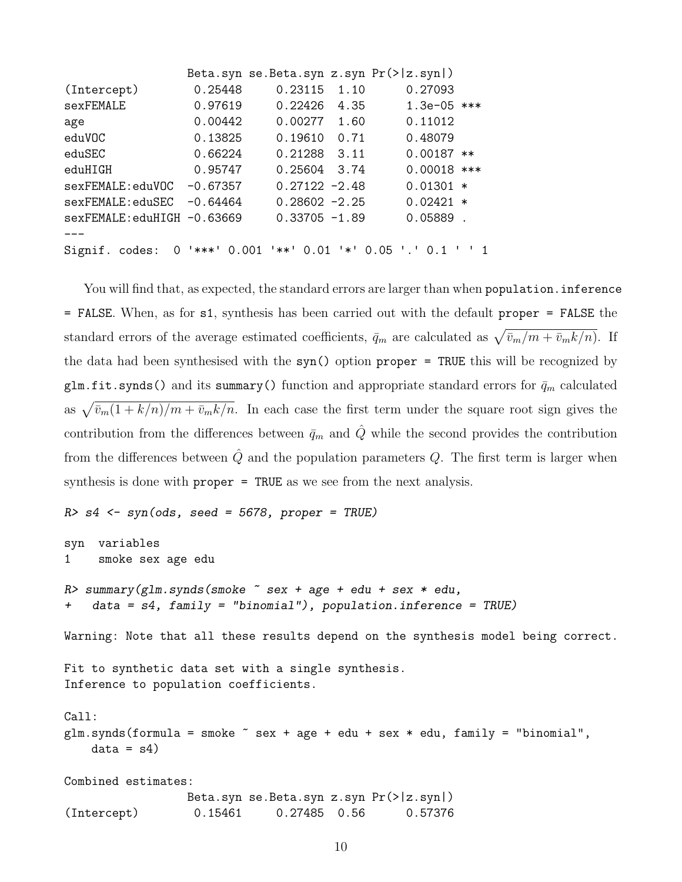```
                     Beta.syn se.Beta.syn z.syn Pr(>|z.syn|)    
(Intercept)           0.25448     0.23115  1.10      0.27093    
sexFEMALE             0.97619     0.22426  4.35      1.3e-05 ***
age                   0.00442     0.00277  1.60      0.11012    
eduVOC                0.13825     0.19610  0.71      0.48079    
eduSEC                0.66224     0.21288  3.11      0.00187 ** 
eduHIGH               0.95747     0.25604  3.74      0.00018 ***
sexFEMALE:eduVOC     -0.67357     0.27122 -2.48      0.01301 *  
sexFEMALE:eduSEC     -0.64464     0.28602 -2.25      0.02421 *  
sexFEMALE:eduHIGH    -0.63669     0.33705 -1.89      0.05889 .  
---
Signif. codes:  0 '***' 0.001 '**' 0.01 '*' 0.05 '.' 0.1 ' ' 1
```

You will find that, as expected, the standard errors are larger than when `population.inference = FALSE`. When, as for `s1`, synthesis has been carried out with the default `proper = FALSE` the standard errors of the average estimated coefficients, $\bar{q}_m$ are calculated as $\sqrt{\bar{v}_m/m + \bar{v}_m k/n)}$. If the data had been synthesised with the `syn()` option `proper = TRUE` this will be recognized by `glm.fit.synds()` and its `summary()` function and appropriate standard errors for $\bar{q}_m$ calculated as $\sqrt{\bar{v}_m(1 + k/n)/m + \bar{v}_m k/n}$. In each case the first term under the square root sign gives the contribution from the differences between $\bar{q}_m$ and $\hat{Q}$ while the second provides the contribution from the differences between $\hat{Q}$ and the population parameters $Q$. The first term is larger when synthesis is done with `proper = TRUE` as we see from the next analysis.

```
R> s4 <- syn(ods, seed = 5678, proper = TRUE)

syn  variables
1    smoke sex age edu

R> summary(glm.synds(smoke ~ sex + age + edu + sex * edu,
+   data = s4, family = "binomial"), population.inference = TRUE)

Warning: Note that all these results depend on the synthesis model being correct.

Fit to synthetic data set with a single synthesis.
Inference to population coefficients.

Call:
glm.synds(formula = smoke ~ sex + age + edu + sex * edu, family = "binomial",
    data = s4)

Combined estimates:
                     Beta.syn se.Beta.syn z.syn Pr(>|z.syn|)
(Intercept)           0.15461     0.27485  0.56      0.57376
```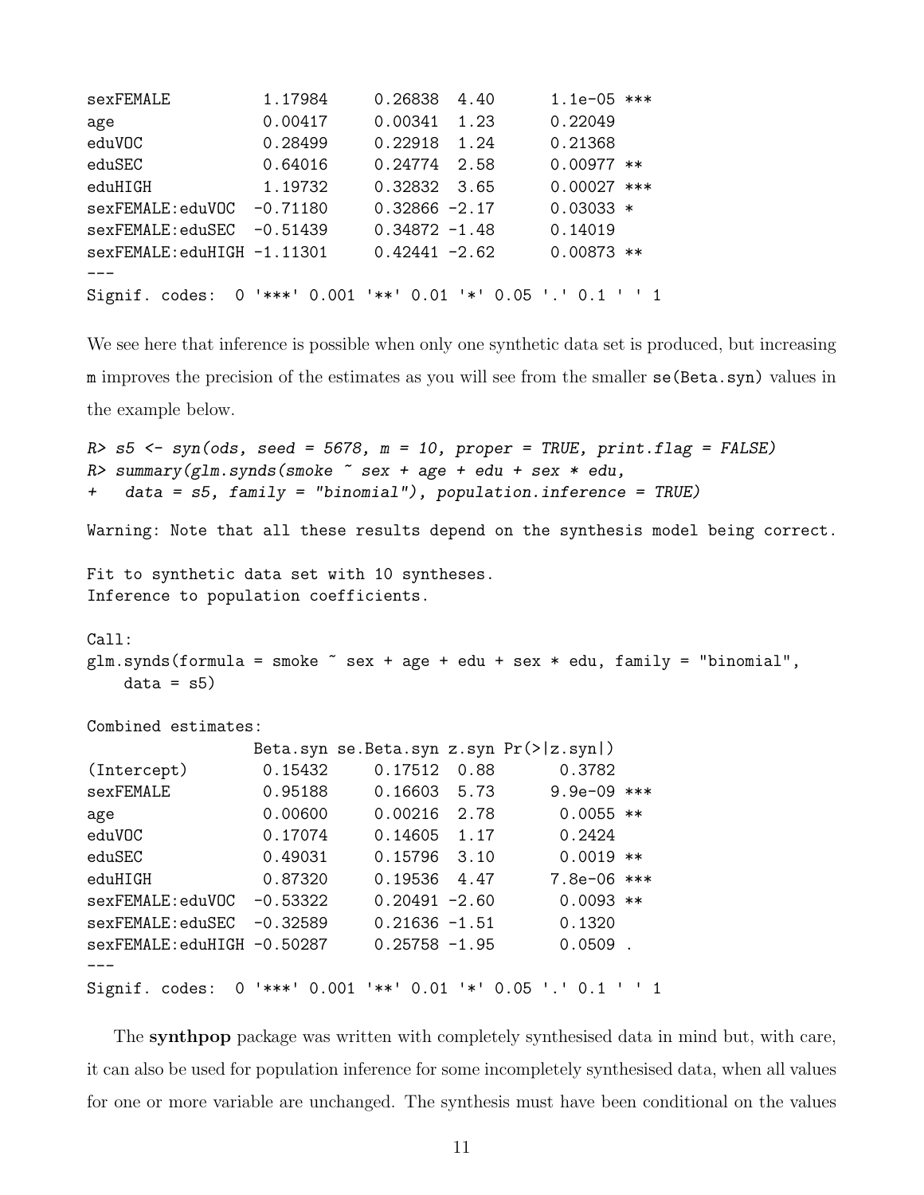```
sexFEMALE          1.17984     0.26838  4.40      1.1e-05 ***
age                0.00417     0.00341  1.23      0.22049
eduVOC             0.28499     0.22918  1.24      0.21368
eduSEC             0.64016     0.24774  2.58      0.00977 **
eduHIGH            1.19732     0.32832  3.65      0.00027 ***
sexFEMALE:eduVOC  -0.71180     0.32866 -2.17      0.03033 *
sexFEMALE:eduSEC  -0.51439     0.34872 -1.48      0.14019
sexFEMALE:eduHIGH -1.11301     0.42441 -2.62      0.00873 **
---
Signif. codes:  0 '***' 0.001 '**' 0.01 '*' 0.05 '.' 0.1 ' ' 1
```

We see here that inference is possible when only one synthetic data set is produced, but increasing `m` improves the precision of the estimates as you will see from the smaller `se(Beta.syn)` values in the example below.

```
R> s5 <- syn(ods, seed = 5678, m = 10, proper = TRUE, print.flag = FALSE)
R> summary(glm.synds(smoke ~ sex + age + edu + sex * edu,
+   data = s5, family = "binomial"), population.inference = TRUE)

Warning: Note that all these results depend on the synthesis model being correct.

Fit to synthetic data set with 10 syntheses.
Inference to population coefficients.

Call:
glm.synds(formula = smoke ~ sex + age + edu + sex * edu, family = "binomial",
    data = s5)

Combined estimates:
                  Beta.syn se.Beta.syn z.syn Pr(>|z.syn|)
(Intercept)        0.15432     0.17512  0.88       0.3782
sexFEMALE          0.95188     0.16603  5.73      9.9e-09 ***
age                0.00600     0.00216  2.78       0.0055 **
eduVOC             0.17074     0.14605  1.17       0.2424
eduSEC             0.49031     0.15796  3.10       0.0019 **
eduHIGH            0.87320     0.19536  4.47      7.8e-06 ***
sexFEMALE:eduVOC  -0.53322     0.20491 -2.60       0.0093 **
sexFEMALE:eduSEC  -0.32589     0.21636 -1.51       0.1320
sexFEMALE:eduHIGH -0.50287     0.25758 -1.95       0.0509 .
---
Signif. codes:  0 '***' 0.001 '**' 0.01 '*' 0.05 '.' 0.1 ' ' 1
```

The **synthpop** package was written with completely synthesised data in mind but, with care, it can also be used for population inference for some incompletely synthesised data, when all values for one or more variable are unchanged. The synthesis must have been conditional on the values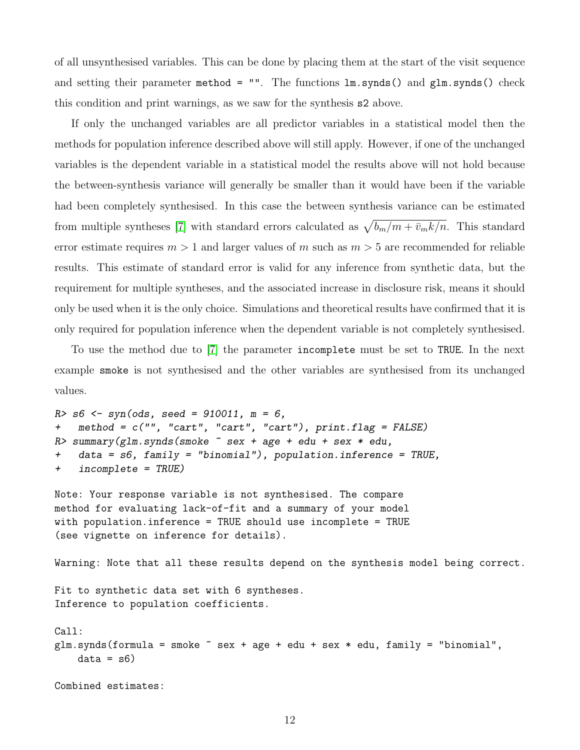of all unsynthesised variables. This can be done by placing them at the start of the visit sequence and setting their parameter `method = ""`. The functions `lm.synds()` and `glm.synds()` check this condition and print warnings, as we saw for the synthesis `s2` above.

If only the unchanged variables are all predictor variables in a statistical model then the methods for population inference described above will still apply. However, if one of the unchanged variables is the dependent variable in a statistical model the results above will not hold because the between-synthesis variance will generally be smaller than it would have been if the variable had been completely synthesised. In this case the between synthesis variance can be estimated from multiple syntheses [7] with standard errors calculated as $\sqrt{b_m/m + \bar{v}_m k/n}$. This standard error estimate requires $m > 1$ and larger values of $m$ such as $m > 5$ are recommended for reliable results. This estimate of standard error is valid for any inference from synthetic data, but the requirement for multiple syntheses, and the associated increase in disclosure risk, means it should only be used when it is the only choice. Simulations and theoretical results have confirmed that it is only required for population inference when the dependent variable is not completely synthesised.

To use the method due to [7] the parameter `incomplete` must be set to `TRUE`. In the next example `smoke` is not synthesised and the other variables are synthesised from its unchanged values.

```
R> s6 <- syn(ods, seed = 910011, m = 6,
+    method = c("", "cart", "cart", "cart"), print.flag = FALSE)
R> summary(glm.synds(smoke ~ sex + age + edu + sex * edu,
+    data = s6, family = "binomial"), population.inference = TRUE,
+    incomplete = TRUE)

Note: Your response variable is not synthesised. The compare
method for evaluating lack-of-fit and a summary of your model
with population.inference = TRUE should use incomplete = TRUE
(see vignette on inference for details).

Warning: Note that all these results depend on the synthesis model being correct.

Fit to synthetic data set with 6 syntheses.
Inference to population coefficients.

Call:
glm.synds(formula = smoke ~ sex + age + edu + sex * edu, family = "binomial",
    data = s6)

Combined estimates:
```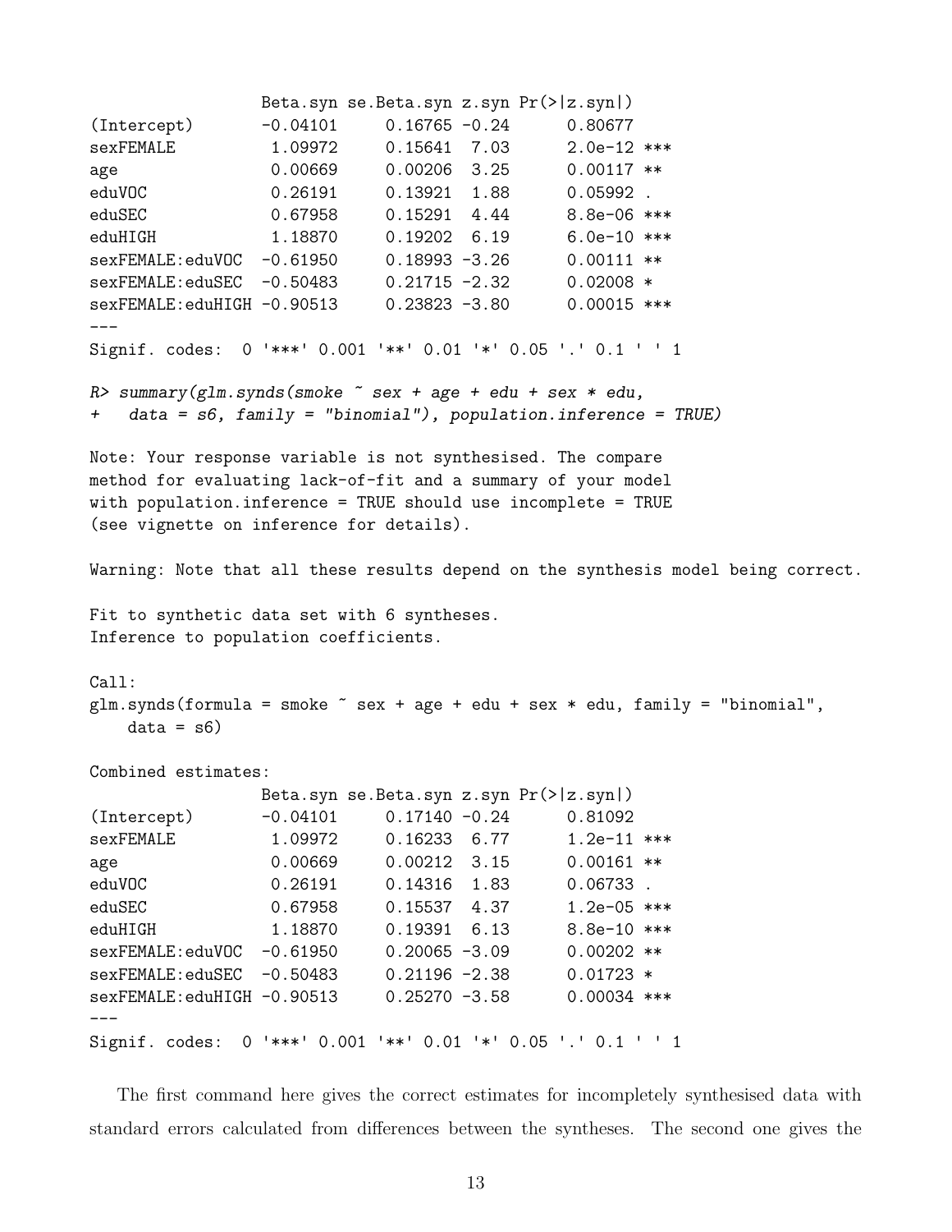```
                    Beta.syn se.Beta.syn z.syn Pr(>|z.syn|)
(Intercept)         -0.04101     0.16765 -0.24      0.80677
sexFEMALE            1.09972     0.15641  7.03      2.0e-12 ***
age                  0.00669     0.00206  3.25      0.00117 **
eduVOC               0.26191     0.13921  1.88      0.05992 .
eduSEC               0.67958     0.15291  4.44      8.8e-06 ***
eduHIGH              1.18870     0.19202  6.19      6.0e-10 ***
sexFEMALE:eduVOC    -0.61950     0.18993 -3.26      0.00111 **
sexFEMALE:eduSEC    -0.50483     0.21715 -2.32      0.02008 *
sexFEMALE:eduHIGH -0.90513     0.23823 -3.80      0.00015 ***
---
Signif. codes:  0 '***' 0.001 '**' 0.01 '*' 0.05 '.' 0.1 ' ' 1

R> summary(glm.synds(smoke ~ sex + age + edu + sex * edu,
+   data = s6, family = "binomial"), population.inference = TRUE)

Note: Your response variable is not synthesised. The compare
method for evaluating lack-of-fit and a summary of your model
with population.inference = TRUE should use incomplete = TRUE
(see vignette on inference for details).

Warning: Note that all these results depend on the synthesis model being correct.

Fit to synthetic data set with 6 syntheses.
Inference to population coefficients.

Call:
glm.synds(formula = smoke ~ sex + age + edu + sex * edu, family = "binomial",
    data = s6)

Combined estimates:
                    Beta.syn se.Beta.syn z.syn Pr(>|z.syn|)
(Intercept)         -0.04101     0.17140 -0.24      0.81092
sexFEMALE            1.09972     0.16233  6.77      1.2e-11 ***
age                  0.00669     0.00212  3.15      0.00161 **
eduVOC               0.26191     0.14316  1.83      0.06733 .
eduSEC               0.67958     0.15537  4.37      1.2e-05 ***
eduHIGH              1.18870     0.19391  6.13      8.8e-10 ***
sexFEMALE:eduVOC    -0.61950     0.20065 -3.09      0.00202 **
sexFEMALE:eduSEC    -0.50483     0.21196 -2.38      0.01723 *
sexFEMALE:eduHIGH -0.90513     0.25270 -3.58      0.00034 ***
---
Signif. codes:  0 '***' 0.001 '**' 0.01 '*' 0.05 '.' 0.1 ' ' 1
```

The first command here gives the correct estimates for incompletely synthesised data with standard errors calculated from differences between the syntheses. The second one gives the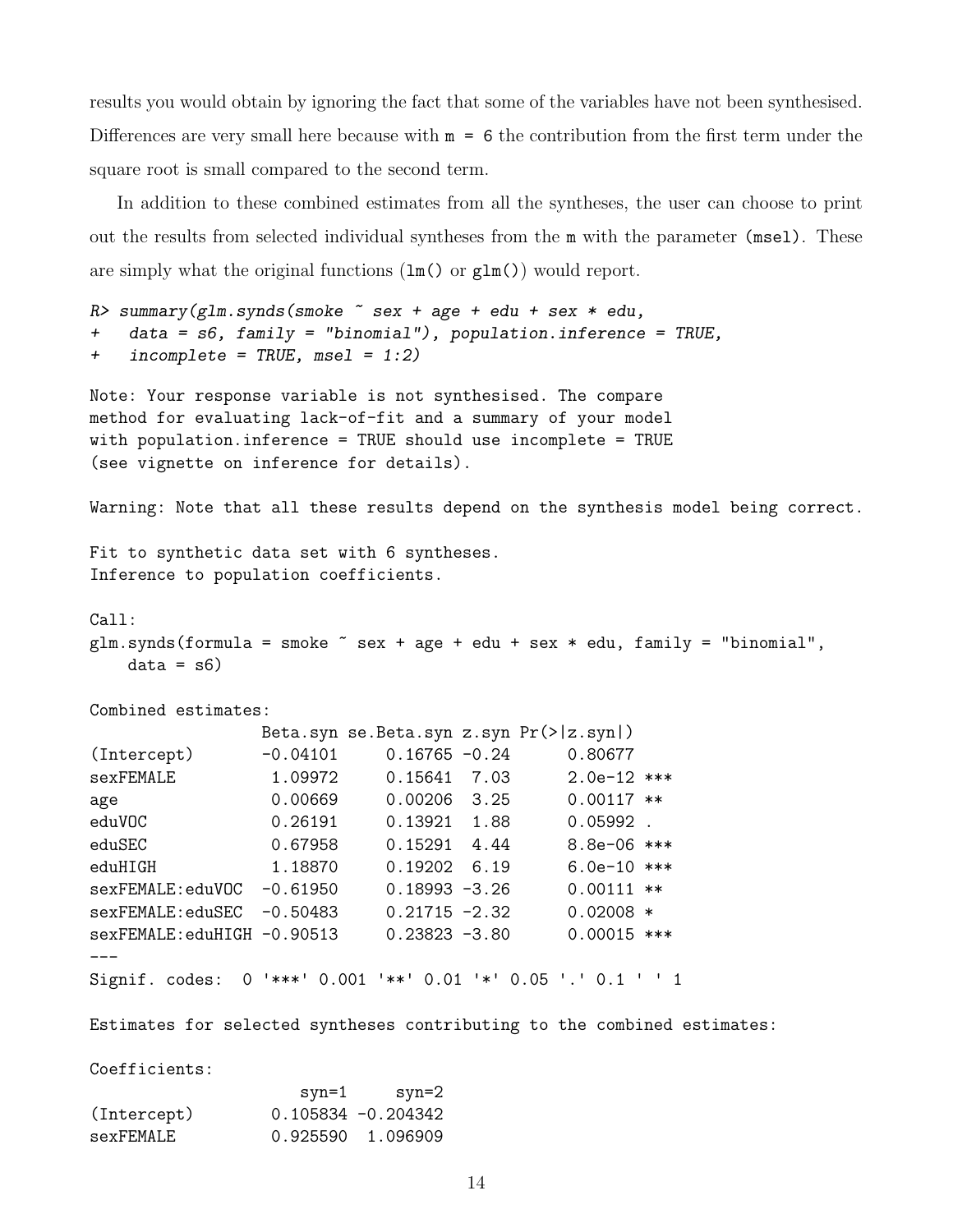results you would obtain by ignoring the fact that some of the variables have not been synthesised. Differences are very small here because with `m = 6` the contribution from the first term under the square root is small compared to the second term.

In addition to these combined estimates from all the syntheses, the user can choose to print out the results from selected individual syntheses from the `m` with the parameter (`msel`). These are simply what the original functions (`lm()` or `glm()`) would report.

```
R> summary(glm.synds(smoke ~ sex + age + edu + sex * edu,
+   data = s6, family = "binomial"), population.inference = TRUE,
+   incomplete = TRUE, msel = 1:2)

Note: Your response variable is not synthesised. The compare
method for evaluating lack-of-fit and a summary of your model
with population.inference = TRUE should use incomplete = TRUE
(see vignette on inference for details).

Warning: Note that all these results depend on the synthesis model being correct.

Fit to synthetic data set with 6 syntheses.
Inference to population coefficients.

Call:
glm.synds(formula = smoke ~ sex + age + edu + sex * edu, family = "binomial",
    data = s6)

Combined estimates:
                  Beta.syn se.Beta.syn z.syn Pr(>|z.syn|)
(Intercept)       -0.04101     0.16765 -0.24      0.80677
sexFEMALE          1.09972     0.15641  7.03      2.0e-12 ***
age                0.00669     0.00206  3.25      0.00117 **
eduVOC             0.26191     0.13921  1.88      0.05992 .
eduSEC             0.67958     0.15291  4.44      8.8e-06 ***
eduHIGH            1.18870     0.19202  6.19      6.0e-10 ***
sexFEMALE:eduVOC  -0.61950     0.18993 -3.26      0.00111 **
sexFEMALE:eduSEC  -0.50483     0.21715 -2.32      0.02008 *
sexFEMALE:eduHIGH -0.90513     0.23823 -3.80      0.00015 ***
---
Signif. codes:  0 '***' 0.001 '**' 0.01 '*' 0.05 '.' 0.1 ' ' 1

Estimates for selected syntheses contributing to the combined estimates:

Coefficients:
                    syn=1     syn=2
(Intercept)       0.105834 -0.204342
sexFEMALE         0.925590  1.096909
```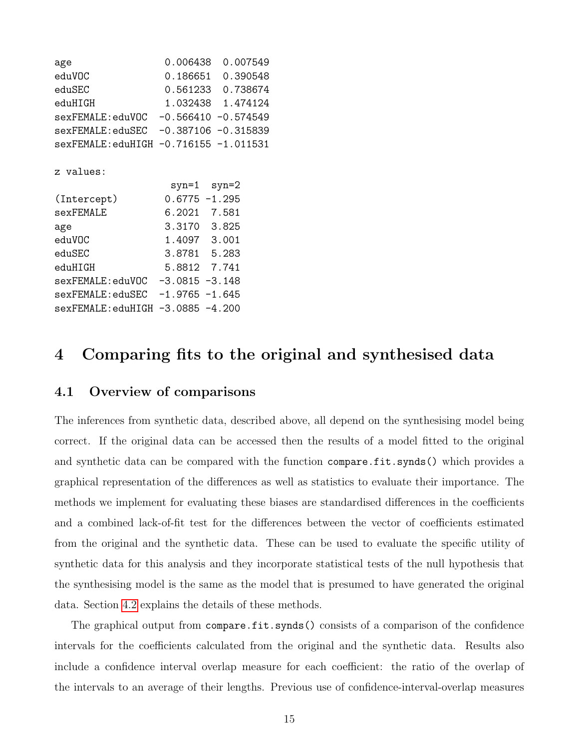```
age                 0.006438  0.007549
eduVOC              0.186651  0.390548
eduSEC              0.561233  0.738674
eduHIGH             1.032438  1.474124
sexFEMALE:eduVOC   -0.566410 -0.574549
sexFEMALE:eduSEC   -0.387106 -0.315839
sexFEMALE:eduHIGH  -0.716155 -1.011531

z values:
                    syn=1  syn=2
(Intercept)        0.6775 -1.295
sexFEMALE          6.2021  7.581
age                3.3170  3.825
eduVOC             1.4097  3.001
eduSEC             3.8781  5.283
eduHIGH            5.8812  7.741
sexFEMALE:eduVOC  -3.0815 -3.148
sexFEMALE:eduSEC  -1.9765 -1.645
sexFEMALE:eduHIGH -3.0885 -4.200
```

# 4 Comparing fits to the original and synthesised data

## 4.1 Overview of comparisons

The inferences from synthetic data, described above, all depend on the synthesising model being correct. If the original data can be accessed then the results of a model fitted to the original and synthetic data can be compared with the function `compare.fit.synds()` which provides a graphical representation of the differences as well as statistics to evaluate their importance. The methods we implement for evaluating these biases are standardised differences in the coefficients and a combined lack-of-fit test for the differences between the vector of coefficients estimated from the original and the synthetic data. These can be used to evaluate the specific utility of synthetic data for this analysis and they incorporate statistical tests of the null hypothesis that the synthesising model is the same as the model that is presumed to have generated the original data. Section 4.2 explains the details of these methods.

The graphical output from `compare.fit.synds()` consists of a comparison of the confidence intervals for the coefficients calculated from the original and the synthetic data. Results also include a confidence interval overlap measure for each coefficient: the ratio of the overlap of the intervals to an average of their lengths. Previous use of confidence-interval-overlap measures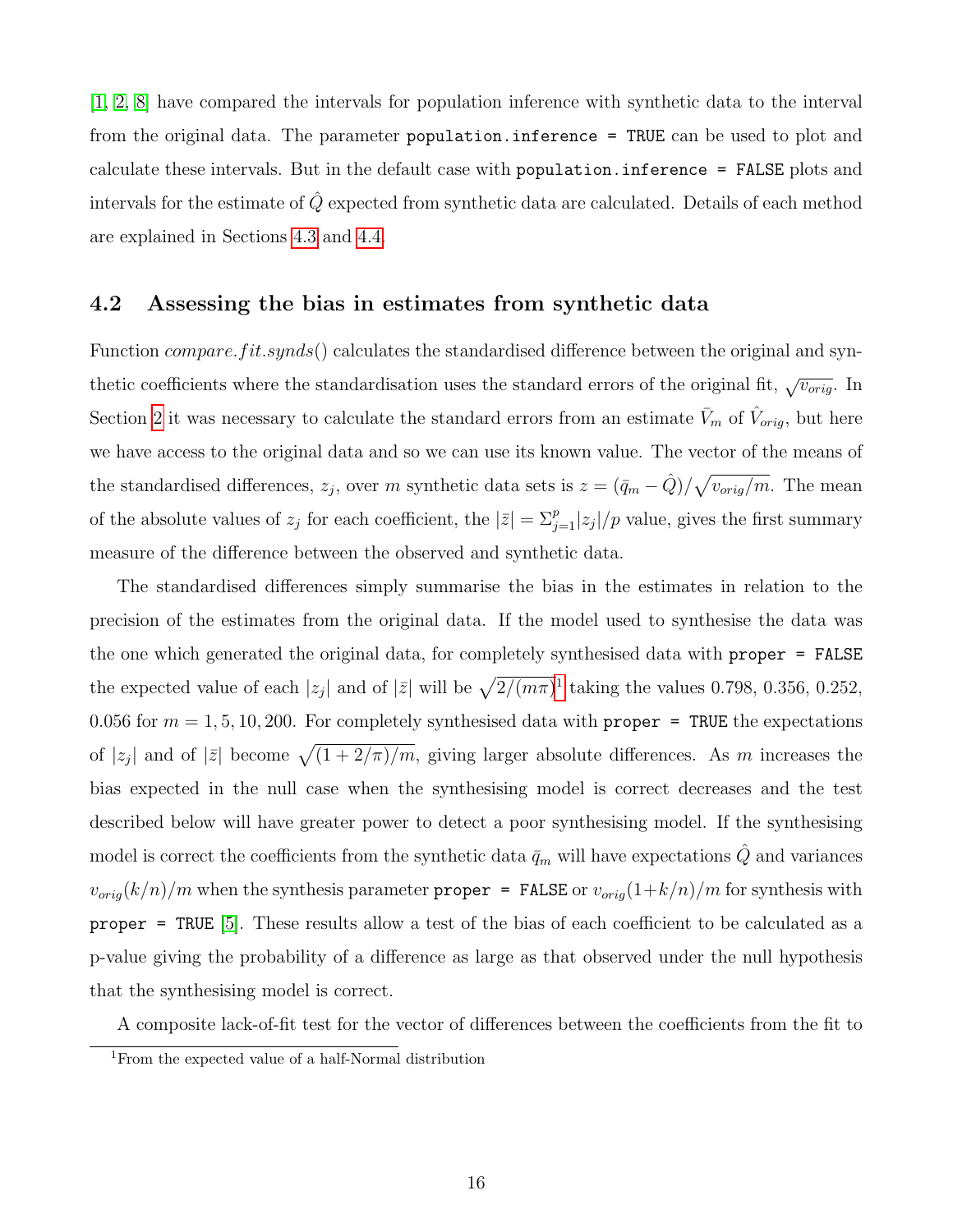[1, 2, 8] have compared the intervals for population inference with synthetic data to the interval from the original data. The parameter `population.inference = TRUE` can be used to plot and calculate these intervals. But in the default case with `population.inference = FALSE` plots and intervals for the estimate of $\hat{Q}$ expected from synthetic data are calculated. Details of each method are explained in Sections 4.3 and 4.4.

## 4.2 Assessing the bias in estimates from synthetic data

Function *compare.fit.synds*() calculates the standardised difference between the original and synthetic coefficients where the standardisation uses the standard errors of the original fit, $\sqrt{v_{orig}}$. In Section 2 it was necessary to calculate the standard errors from an estimate $\bar{V}_m$ of $\hat{V}_{orig}$, but here we have access to the original data and so we can use its known value. The vector of the means of the standardised differences, $z_j$, over $m$ synthetic data sets is $z = (\bar{q}_m - \hat{Q})/\sqrt{v_{orig}/m}$. The mean of the absolute values of $z_j$ for each coefficient, the $|\bar{z}| = \Sigma_{j=1}^{p}|z_j|/p$ value, gives the first summary measure of the difference between the observed and synthetic data.

The standardised differences simply summarise the bias in the estimates in relation to the precision of the estimates from the original data. If the model used to synthesise the data was the one which generated the original data, for completely synthesised data with `proper = FALSE` the expected value of each $|z_j|$ and of $|\bar{z}|$ will be $\sqrt{2/(m\pi)}$[1] taking the values 0.798, 0.356, 0.252, 0.056 for $m = 1, 5, 10, 200$. For completely synthesised data with `proper = TRUE` the expectations of $|z_j|$ and of $|\bar{z}|$ become $\sqrt{(1 + 2/\pi)/m}$, giving larger absolute differences. As $m$ increases the bias expected in the null case when the synthesising model is correct decreases and the test described below will have greater power to detect a poor synthesising model. If the synthesising model is correct the coefficients from the synthetic data $\bar{q}_m$ will have expectations $\hat{Q}$ and variances $v_{orig}(k/n)/m$ when the synthesis parameter `proper = FALSE` or $v_{orig}(1+k/n)/m$ for synthesis with `proper = TRUE` [5]. These results allow a test of the bias of each coefficient to be calculated as a p-value giving the probability of a difference as large as that observed under the null hypothesis that the synthesising model is correct.

A composite lack-of-fit test for the vector of differences between the coefficients from the fit to

[1] From the expected value of a half-Normal distribution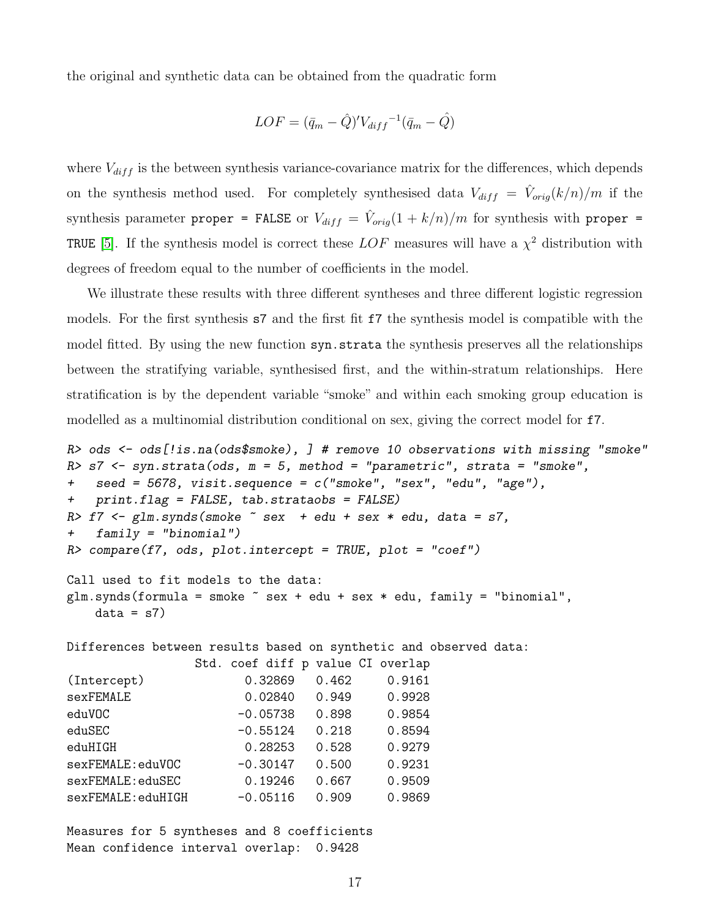the original and synthetic data can be obtained from the quadratic form

$$LOF = (\bar{q}_m - \hat{Q})' {V_{diff}}^{-1} (\bar{q}_m - \hat{Q})$$

where $V_{diff}$ is the between synthesis variance-covariance matrix for the differences, which depends on the synthesis method used. For completely synthesised data $V_{diff} = \hat{V}_{orig}(k/n)/m$ if the synthesis parameter `proper = FALSE` or $V_{diff} = \hat{V}_{orig}(1 + k/n)/m$ for synthesis with `proper = TRUE` [5]. If the synthesis model is correct these $LOF$ measures will have a $\chi^2$ distribution with degrees of freedom equal to the number of coefficients in the model.

We illustrate these results with three different syntheses and three different logistic regression models. For the first synthesis `s7` and the first fit `f7` the synthesis model is compatible with the model fitted. By using the new function `syn.strata` the synthesis preserves all the relationships between the stratifying variable, synthesised first, and the within-stratum relationships. Here stratification is by the dependent variable "smoke" and within each smoking group education is modelled as a multinomial distribution conditional on sex, giving the correct model for `f7`.

```
R> ods <- ods[!is.na(ods$smoke), ] # remove 10 observations with missing "smoke"
R> s7 <- syn.strata(ods, m = 5, method = "parametric", strata = "smoke",
+   seed = 5678, visit.sequence = c("smoke", "sex", "edu", "age"),
+   print.flag = FALSE, tab.strataobs = FALSE)
R> f7 <- glm.synds(smoke ~ sex  + edu + sex * edu, data = s7,
+   family = "binomial")
R> compare(f7, ods, plot.intercept = TRUE, plot = "coef")

Call used to fit models to the data:
glm.synds(formula = smoke ~ sex + edu + sex * edu, family = "binomial",
    data = s7)

Differences between results based on synthetic and observed data:
                  Std. coef diff p value CI overlap
(Intercept)              0.32869   0.462     0.9161
sexFEMALE                0.02840   0.949     0.9928
eduVOC                  -0.05738   0.898     0.9854
eduSEC                  -0.55124   0.218     0.8594
eduHIGH                  0.28253   0.528     0.9279
sexFEMALE:eduVOC        -0.30147   0.500     0.9231
sexFEMALE:eduSEC         0.19246   0.667     0.9509
sexFEMALE:eduHIGH       -0.05116   0.909     0.9869

Measures for 5 syntheses and 8 coefficients
Mean confidence interval overlap:  0.9428
```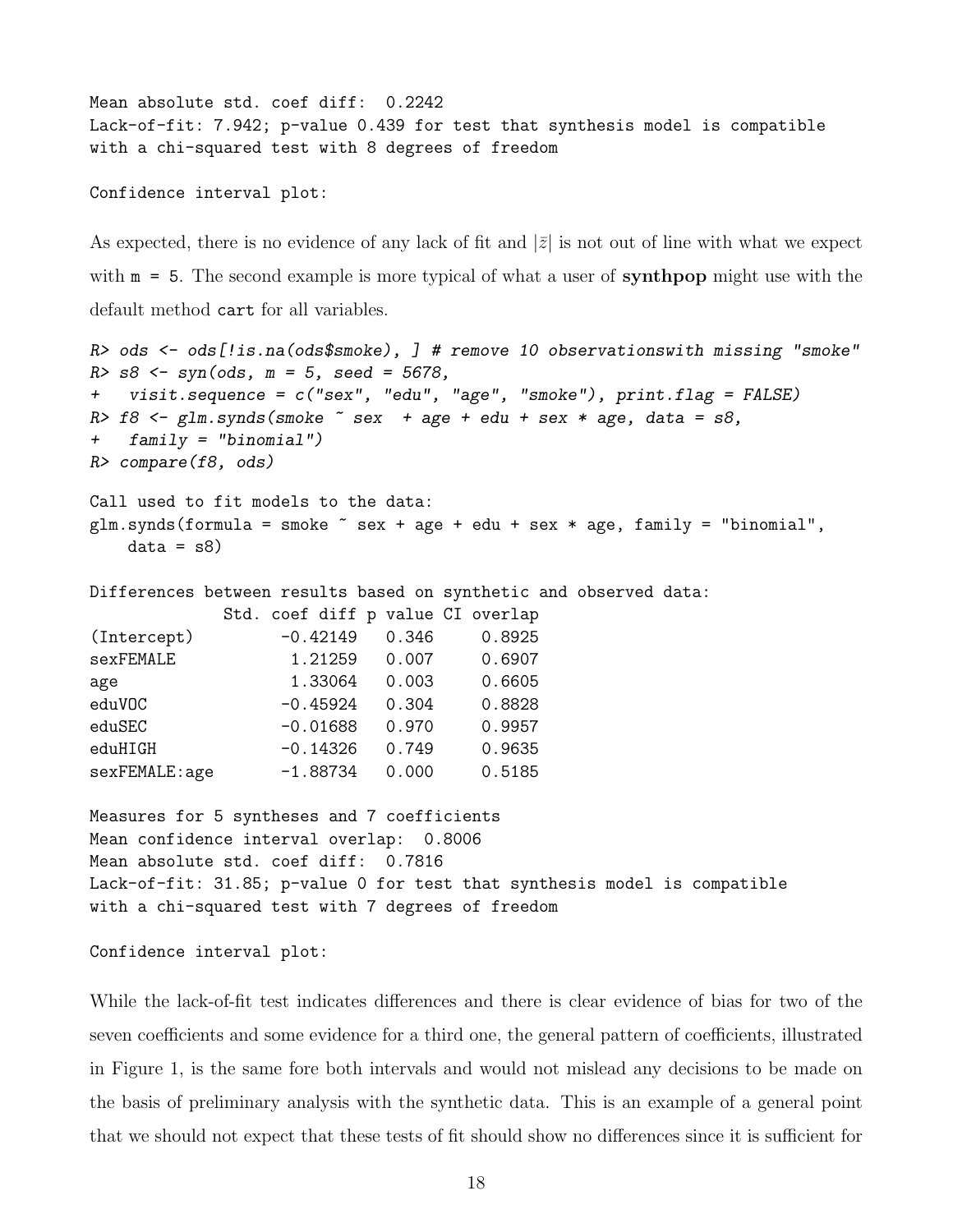```
Mean absolute std. coef diff:  0.2242
Lack-of-fit: 7.942; p-value 0.439 for test that synthesis model is compatible
with a chi-squared test with 8 degrees of freedom

Confidence interval plot:
```

As expected, there is no evidence of any lack of fit and $|\bar{z}|$ is not out of line with what we expect with `m = 5`. The second example is more typical of what a user of **synthpop** might use with the default method `cart` for all variables.

```
R> ods <- ods[!is.na(ods$smoke), ] # remove 10 observationswith missing "smoke"
R> s8 <- syn(ods, m = 5, seed = 5678,
+   visit.sequence = c("sex", "edu", "age", "smoke"), print.flag = FALSE)
R> f8 <- glm.synds(smoke ~ sex  + age + edu + sex * age, data = s8,
+   family = "binomial")
R> compare(f8, ods)

Call used to fit models to the data:
glm.synds(formula = smoke ~ sex + age + edu + sex * age, family = "binomial",
    data = s8)

Differences between results based on synthetic and observed data:
             Std. coef diff p value CI overlap
(Intercept)        -0.42149   0.346     0.8925
sexFEMALE           1.21259   0.007     0.6907
age                 1.33064   0.003     0.6605
eduVOC             -0.45924   0.304     0.8828
eduSEC             -0.01688   0.970     0.9957
eduHIGH            -0.14326   0.749     0.9635
sexFEMALE:age      -1.88734   0.000     0.5185

Measures for 5 syntheses and 7 coefficients
Mean confidence interval overlap:  0.8006
Mean absolute std. coef diff:  0.7816
Lack-of-fit: 31.85; p-value 0 for test that synthesis model is compatible
with a chi-squared test with 7 degrees of freedom

Confidence interval plot:
```

While the lack-of-fit test indicates differences and there is clear evidence of bias for two of the seven coefficients and some evidence for a third one, the general pattern of coefficients, illustrated in Figure 1, is the same fore both intervals and would not mislead any decisions to be made on the basis of preliminary analysis with the synthetic data. This is an example of a general point that we should not expect that these tests of fit should show no differences since it is sufficient for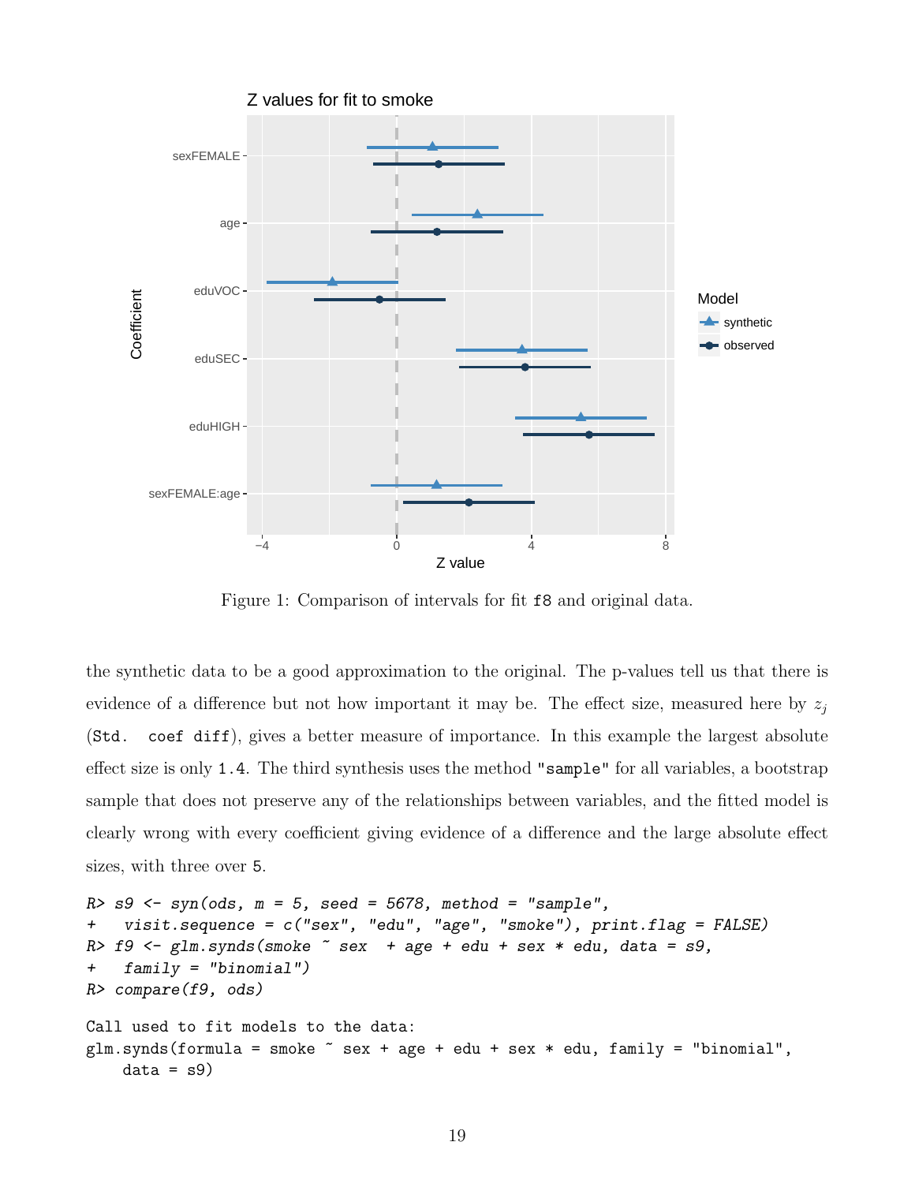Figure 1: Comparison of intervals for fit `f8` and original data.

the synthetic data to be a good approximation to the original. The p-values tell us that there is evidence of a difference but not how important it may be. The effect size, measured here by $z_j$ (`Std. coef diff`), gives a better measure of importance. In this example the largest absolute effect size is only `1.4`. The third synthesis uses the method `"sample"` for all variables, a bootstrap sample that does not preserve any of the relationships between variables, and the fitted model is clearly wrong with every coefficient giving evidence of a difference and the large absolute effect sizes, with three over `5`.

```
R> s9 <- syn(ods, m = 5, seed = 5678, method = "sample",
+    visit.sequence = c("sex", "edu", "age", "smoke"), print.flag = FALSE)
R> f9 <- glm.synds(smoke ~ sex  + age + edu + sex * edu, data = s9,
+    family = "binomial")
R> compare(f9, ods)
```

```
Call used to fit models to the data:
glm.synds(formula = smoke ~ sex + age + edu + sex * edu, family = "binomial",
    data = s9)
```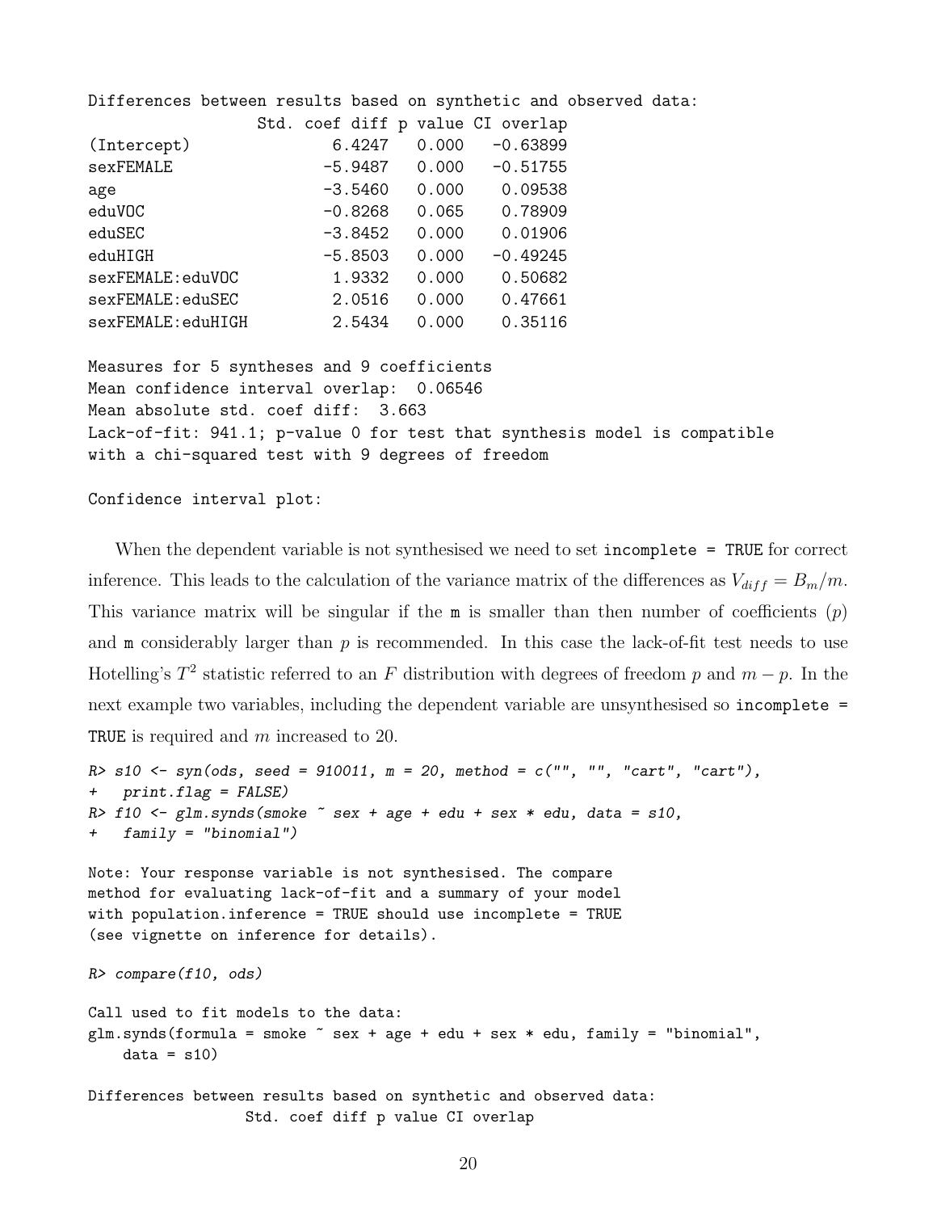```
Differences between results based on synthetic and observed data:
                 Std. coef diff p value CI overlap
(Intercept)              6.4247   0.000   -0.63899
sexFEMALE               -5.9487   0.000   -0.51755
age                     -3.5460   0.000    0.09538
eduVOC                  -0.8268   0.065    0.78909
eduSEC                  -3.8452   0.000    0.01906
eduHIGH                 -5.8503   0.000   -0.49245
sexFEMALE:eduVOC         1.9332   0.000    0.50682
sexFEMALE:eduSEC         2.0516   0.000    0.47661
sexFEMALE:eduHIGH        2.5434   0.000    0.35116

Measures for 5 syntheses and 9 coefficients
Mean confidence interval overlap:  0.06546
Mean absolute std. coef diff:  3.663
Lack-of-fit: 941.1; p-value 0 for test that synthesis model is compatible
with a chi-squared test with 9 degrees of freedom

Confidence interval plot:
```

When the dependent variable is not synthesised we need to set `incomplete = TRUE` for correct inference. This leads to the calculation of the variance matrix of the differences as $V_{diff} = B_m/m$. This variance matrix will be singular if the `m` is smaller than then number of coefficients ($p$) and `m` considerably larger than $p$ is recommended. In this case the lack-of-fit test needs to use Hotelling's $T^2$ statistic referred to an $F$ distribution with degrees of freedom $p$ and $m - p$. In the next example two variables, including the dependent variable are unsynthesised so `incomplete = TRUE` is required and $m$ increased to 20.

```
R> s10 <- syn(ods, seed = 910011, m = 20, method = c("", "", "cart", "cart"),
+   print.flag = FALSE)
R> f10 <- glm.synds(smoke ~ sex + age + edu + sex * edu, data = s10,
+   family = "binomial")

Note: Your response variable is not synthesised. The compare
method for evaluating lack-of-fit and a summary of your model
with population.inference = TRUE should use incomplete = TRUE
(see vignette on inference for details).

R> compare(f10, ods)

Call used to fit models to the data:
glm.synds(formula = smoke ~ sex + age + edu + sex * edu, family = "binomial",
    data = s10)

Differences between results based on synthetic and observed data:
                 Std. coef diff p value CI overlap
```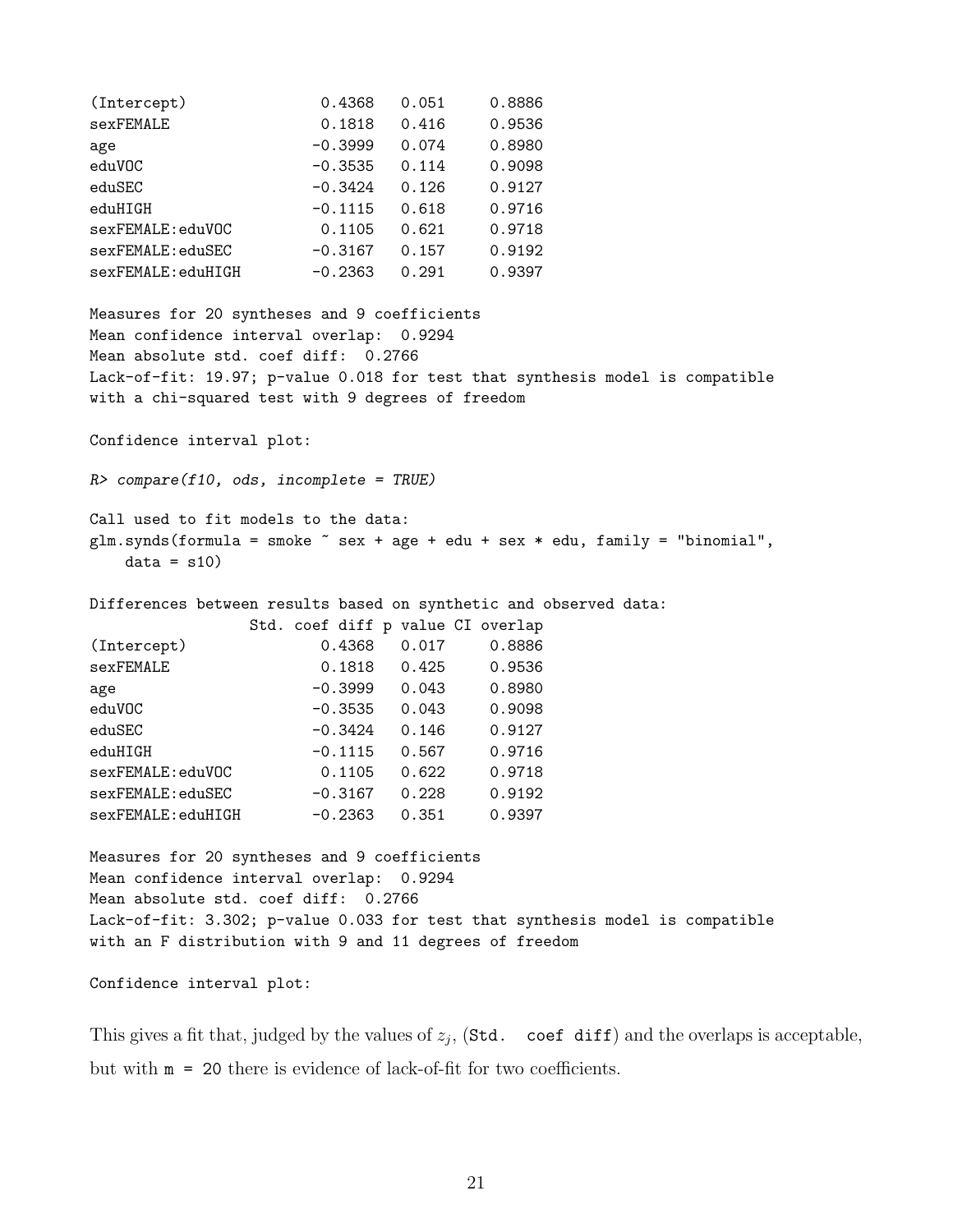```
(Intercept)              0.4368   0.051      0.8886
sexFEMALE                0.1818   0.416      0.9536
age                     -0.3999   0.074      0.8980
eduVOC                  -0.3535   0.114      0.9098
eduSEC                  -0.3424   0.126      0.9127
eduHIGH                 -0.1115   0.618      0.9716
sexFEMALE:eduVOC         0.1105   0.621      0.9718
sexFEMALE:eduSEC        -0.3167   0.157      0.9192
sexFEMALE:eduHIGH       -0.2363   0.291      0.9397

Measures for 20 syntheses and 9 coefficients
Mean confidence interval overlap:  0.9294
Mean absolute std. coef diff:  0.2766
Lack-of-fit: 19.97; p-value 0.018 for test that synthesis model is compatible
with a chi-squared test with 9 degrees of freedom

Confidence interval plot:

R> compare(f10, ods, incomplete = TRUE)

Call used to fit models to the data:
glm.synds(formula = smoke ~ sex + age + edu + sex * edu, family = "binomial",
    data = s10)

Differences between results based on synthetic and observed data:
                  Std. coef diff p value CI overlap
(Intercept)              0.4368   0.017      0.8886
sexFEMALE                0.1818   0.425      0.9536
age                     -0.3999   0.043      0.8980
eduVOC                  -0.3535   0.043      0.9098
eduSEC                  -0.3424   0.146      0.9127
eduHIGH                 -0.1115   0.567      0.9716
sexFEMALE:eduVOC         0.1105   0.622      0.9718
sexFEMALE:eduSEC        -0.3167   0.228      0.9192
sexFEMALE:eduHIGH       -0.2363   0.351      0.9397

Measures for 20 syntheses and 9 coefficients
Mean confidence interval overlap:  0.9294
Mean absolute std. coef diff:  0.2766
Lack-of-fit: 3.302; p-value 0.033 for test that synthesis model is compatible
with an F distribution with 9 and 11 degrees of freedom

Confidence interval plot:
```

This gives a fit that, judged by the values of $z_j$, (`Std. coef diff`) and the overlaps is acceptable, but with `m = 20` there is evidence of lack-of-fit for two coefficients.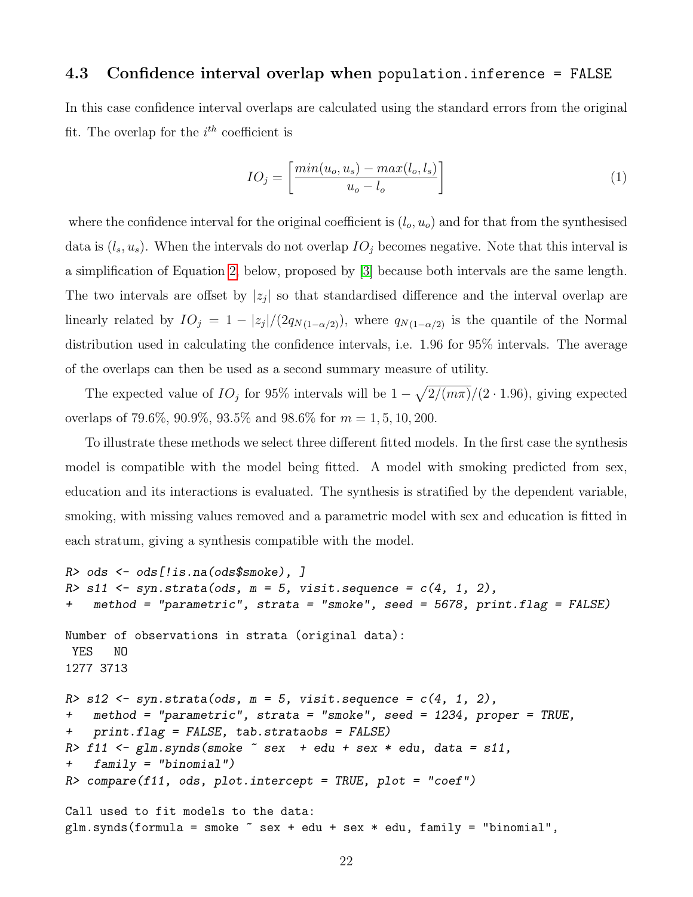### 4.3 Confidence interval overlap when `population.inference = FALSE`

In this case confidence interval overlaps are calculated using the standard errors from the original fit. The overlap for the $i^{th}$ coefficient is

$$IO_j = \left[\frac{min(u_o, u_s) - max(l_o, l_s)}{u_o - l_o}\right] \tag{1}$$

where the confidence interval for the original coefficient is $(l_o, u_o)$ and for that from the synthesised data is $(l_s, u_s)$. When the intervals do not overlap $IO_j$ becomes negative. Note that this interval is a simplification of Equation 2, below, proposed by [3] because both intervals are the same length. The two intervals are offset by $|z_j|$ so that standardised difference and the interval overlap are linearly related by $IO_j = 1 - |z_j|/(2q_{N(1-\alpha/2)})$, where $q_{N(1-\alpha/2)}$ is the quantile of the Normal distribution used in calculating the confidence intervals, i.e. 1.96 for 95% intervals. The average of the overlaps can then be used as a second summary measure of utility.

The expected value of $IO_j$ for 95% intervals will be $1 - \sqrt{2/(m\pi)}/(2 \cdot 1.96)$, giving expected overlaps of 79.6%, 90.9%, 93.5% and 98.6% for $m = 1, 5, 10, 200$.

To illustrate these methods we select three different fitted models. In the first case the synthesis model is compatible with the model being fitted. A model with smoking predicted from sex, education and its interactions is evaluated. The synthesis is stratified by the dependent variable, smoking, with missing values removed and a parametric model with sex and education is fitted in each stratum, giving a synthesis compatible with the model.

```
R> ods <- ods[!is.na(ods$smoke), ]
R> s11 <- syn.strata(ods, m = 5, visit.sequence = c(4, 1, 2),
+   method = "parametric", strata = "smoke", seed = 5678, print.flag = FALSE)

Number of observations in strata (original data):
 YES   NO
1277 3713

R> s12 <- syn.strata(ods, m = 5, visit.sequence = c(4, 1, 2),
+   method = "parametric", strata = "smoke", seed = 1234, proper = TRUE,
+   print.flag = FALSE, tab.strataobs = FALSE)
R> f11 <- glm.synds(smoke ~ sex  + edu + sex * edu, data = s11,
+   family = "binomial")
R> compare(f11, ods, plot.intercept = TRUE, plot = "coef")

Call used to fit models to the data:
glm.synds(formula = smoke ~ sex + edu + sex * edu, family = "binomial",
```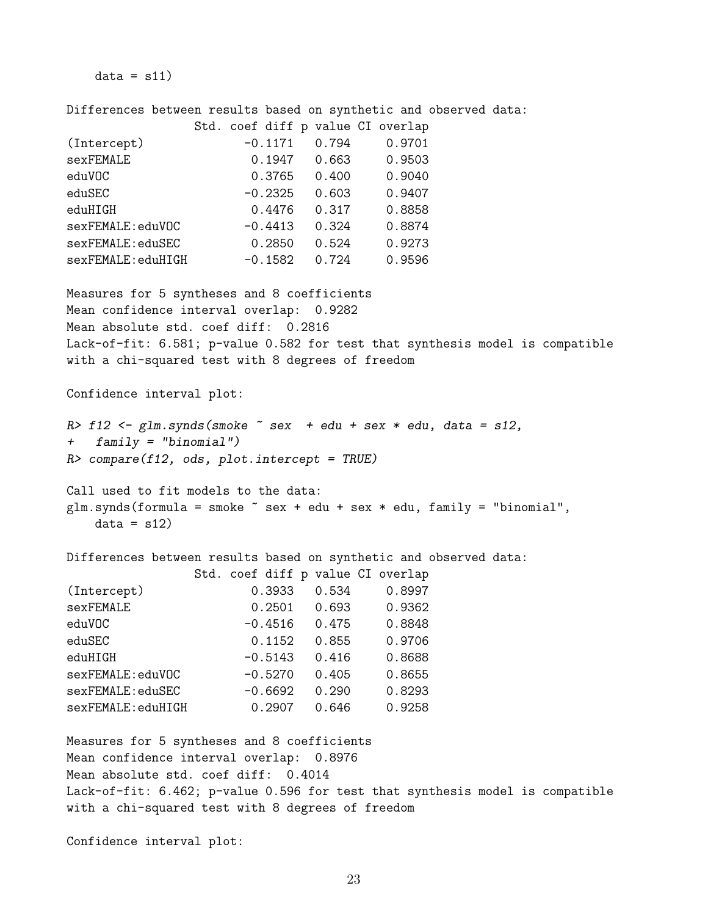```
    data = s11)

Differences between results based on synthetic and observed data:
                  Std. coef diff p value CI overlap
(Intercept)              -0.1171   0.794     0.9701
sexFEMALE                 0.1947   0.663     0.9503
eduVOC                    0.3765   0.400     0.9040
eduSEC                   -0.2325   0.603     0.9407
eduHIGH                   0.4476   0.317     0.8858
sexFEMALE:eduVOC         -0.4413   0.324     0.8874
sexFEMALE:eduSEC          0.2850   0.524     0.9273
sexFEMALE:eduHIGH        -0.1582   0.724     0.9596

Measures for 5 syntheses and 8 coefficients
Mean confidence interval overlap:  0.9282
Mean absolute std. coef diff:  0.2816
Lack-of-fit: 6.581; p-value 0.582 for test that synthesis model is compatible
with a chi-squared test with 8 degrees of freedom

Confidence interval plot:

R> f12 <- glm.synds(smoke ~ sex  + edu + sex * edu, data = s12,
+   family = "binomial")
R> compare(f12, ods, plot.intercept = TRUE)

Call used to fit models to the data:
glm.synds(formula = smoke ~ sex + edu + sex * edu, family = "binomial",
    data = s12)

Differences between results based on synthetic and observed data:
                  Std. coef diff p value CI overlap
(Intercept)               0.3933   0.534     0.8997
sexFEMALE                 0.2501   0.693     0.9362
eduVOC                   -0.4516   0.475     0.8848
eduSEC                    0.1152   0.855     0.9706
eduHIGH                  -0.5143   0.416     0.8688
sexFEMALE:eduVOC         -0.5270   0.405     0.8655
sexFEMALE:eduSEC         -0.6692   0.290     0.8293
sexFEMALE:eduHIGH         0.2907   0.646     0.9258

Measures for 5 syntheses and 8 coefficients
Mean confidence interval overlap:  0.8976
Mean absolute std. coef diff:  0.4014
Lack-of-fit: 6.462; p-value 0.596 for test that synthesis model is compatible
with a chi-squared test with 8 degrees of freedom

Confidence interval plot:
```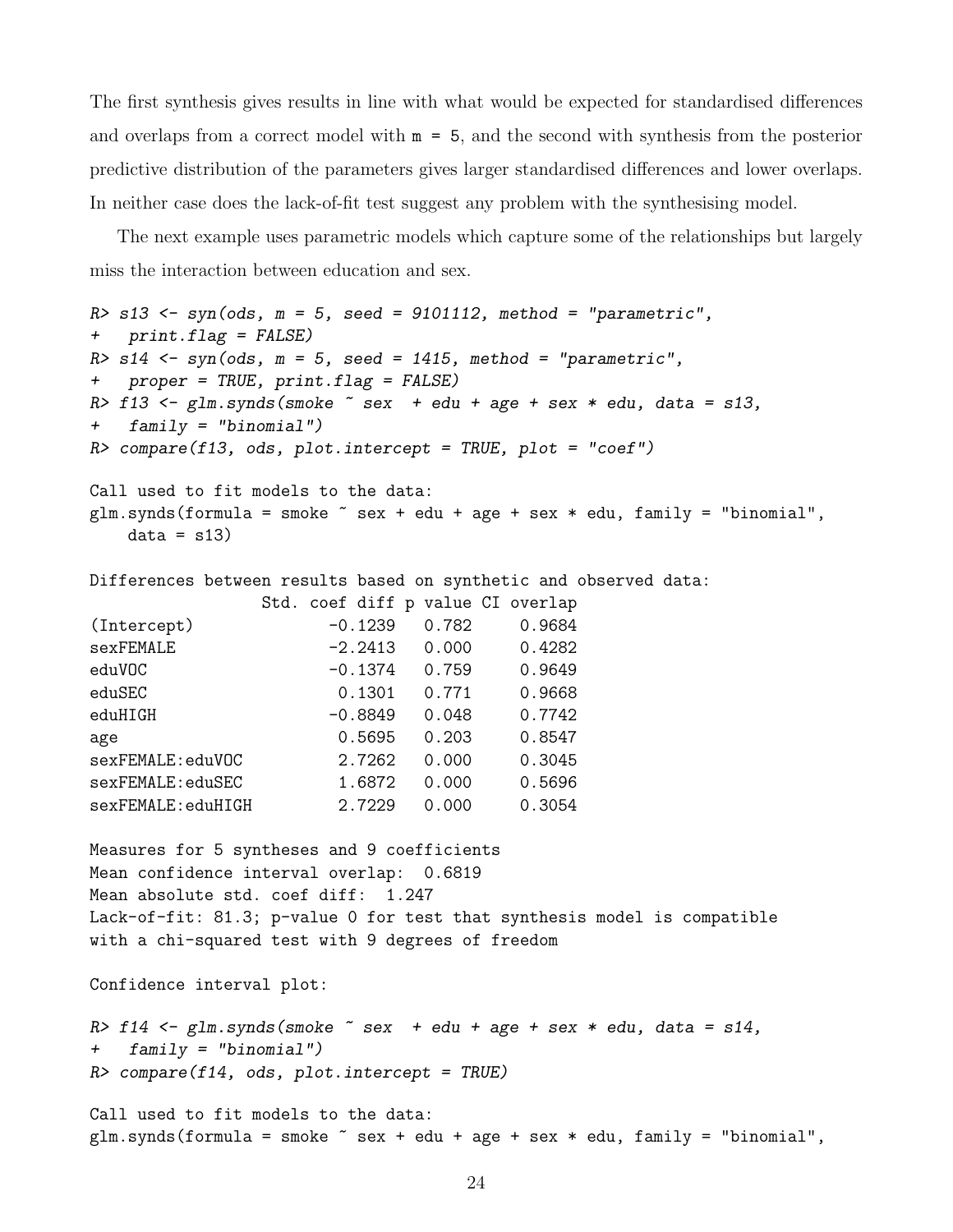The first synthesis gives results in line with what would be expected for standardised differences and overlaps from a correct model with `m = 5`, and the second with synthesis from the posterior predictive distribution of the parameters gives larger standardised differences and lower overlaps. In neither case does the lack-of-fit test suggest any problem with the synthesising model.

The next example uses parametric models which capture some of the relationships but largely miss the interaction between education and sex.

```
R> s13 <- syn(ods, m = 5, seed = 9101112, method = "parametric",
+   print.flag = FALSE)
R> s14 <- syn(ods, m = 5, seed = 1415, method = "parametric",
+   proper = TRUE, print.flag = FALSE)
R> f13 <- glm.synds(smoke ~ sex  + edu + age + sex * edu, data = s13,
+   family = "binomial")
R> compare(f13, ods, plot.intercept = TRUE, plot = "coef")

Call used to fit models to the data:
glm.synds(formula = smoke ~ sex + edu + age + sex * edu, family = "binomial",
    data = s13)

Differences between results based on synthetic and observed data:
                 Std. coef diff p value CI overlap
(Intercept)             -0.1239   0.782     0.9684
sexFEMALE               -2.2413   0.000     0.4282
eduVOC                  -0.1374   0.759     0.9649
eduSEC                   0.1301   0.771     0.9668
eduHIGH                 -0.8849   0.048     0.7742
age                      0.5695   0.203     0.8547
sexFEMALE:eduVOC         2.7262   0.000     0.3045
sexFEMALE:eduSEC         1.6872   0.000     0.5696
sexFEMALE:eduHIGH        2.7229   0.000     0.3054

Measures for 5 syntheses and 9 coefficients
Mean confidence interval overlap:  0.6819
Mean absolute std. coef diff:  1.247
Lack-of-fit: 81.3; p-value 0 for test that synthesis model is compatible
with a chi-squared test with 9 degrees of freedom

Confidence interval plot:

R> f14 <- glm.synds(smoke ~ sex  + edu + age + sex * edu, data = s14,
+   family = "binomial")
R> compare(f14, ods, plot.intercept = TRUE)

Call used to fit models to the data:
glm.synds(formula = smoke ~ sex + edu + age + sex * edu, family = "binomial",
```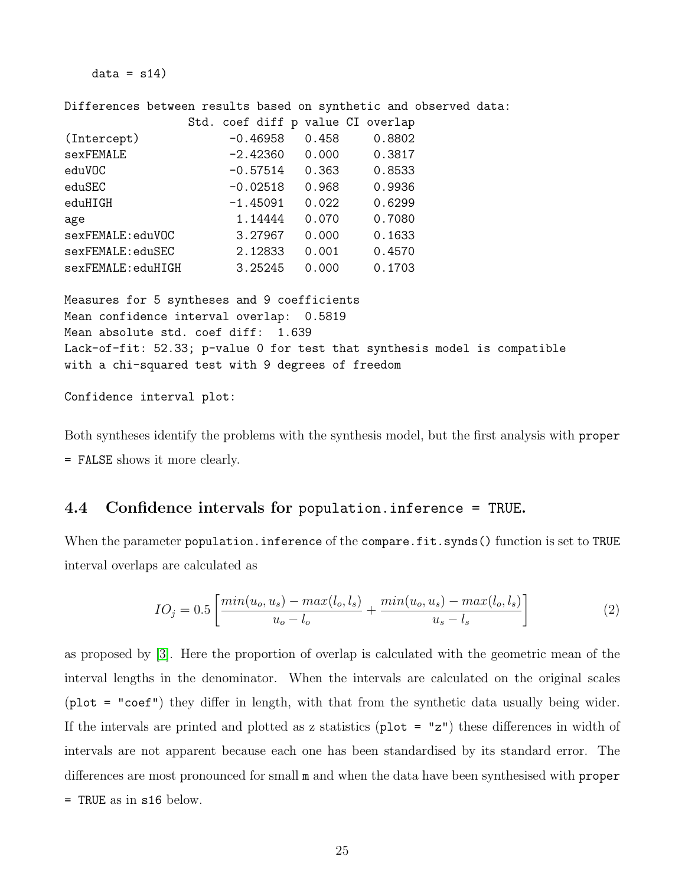```
    data = s14)

Differences between results based on synthetic and observed data:
                  Std. coef diff p value CI overlap
(Intercept)            -0.46958   0.458     0.8802
sexFEMALE              -2.42360   0.000     0.3817
eduVOC                 -0.57514   0.363     0.8533
eduSEC                 -0.02518   0.968     0.9936
eduHIGH                -1.45091   0.022     0.6299
age                     1.14444   0.070     0.7080
sexFEMALE:eduVOC        3.27967   0.000     0.1633
sexFEMALE:eduSEC        2.12833   0.001     0.4570
sexFEMALE:eduHIGH       3.25245   0.000     0.1703

Measures for 5 syntheses and 9 coefficients
Mean confidence interval overlap:  0.5819
Mean absolute std. coef diff:  1.639
Lack-of-fit: 52.33; p-value 0 for test that synthesis model is compatible
with a chi-squared test with 9 degrees of freedom

Confidence interval plot:
```

Both syntheses identify the problems with the synthesis model, but the first analysis with `proper = FALSE` shows it more clearly.

### 4.4 Confidence intervals for `population.inference = TRUE`.

When the parameter `population.inference` of the `compare.fit.synds()` function is set to `TRUE` interval overlaps are calculated as

$$IO_j = 0.5 \left[ \frac{min(u_o, u_s) - max(l_o, l_s)}{u_o - l_o} + \frac{min(u_o, u_s) - max(l_o, l_s)}{u_s - l_s} \right] \quad (2)$$

as proposed by [3]. Here the proportion of overlap is calculated with the geometric mean of the interval lengths in the denominator. When the intervals are calculated on the original scales (`plot = "coef"`) they differ in length, with that from the synthetic data usually being wider. If the intervals are printed and plotted as z statistics (`plot = "z"`) these differences in width of intervals are not apparent because each one has been standardised by its standard error. The differences are most pronounced for small `m` and when the data have been synthesised with `proper = TRUE` as in `s16` below.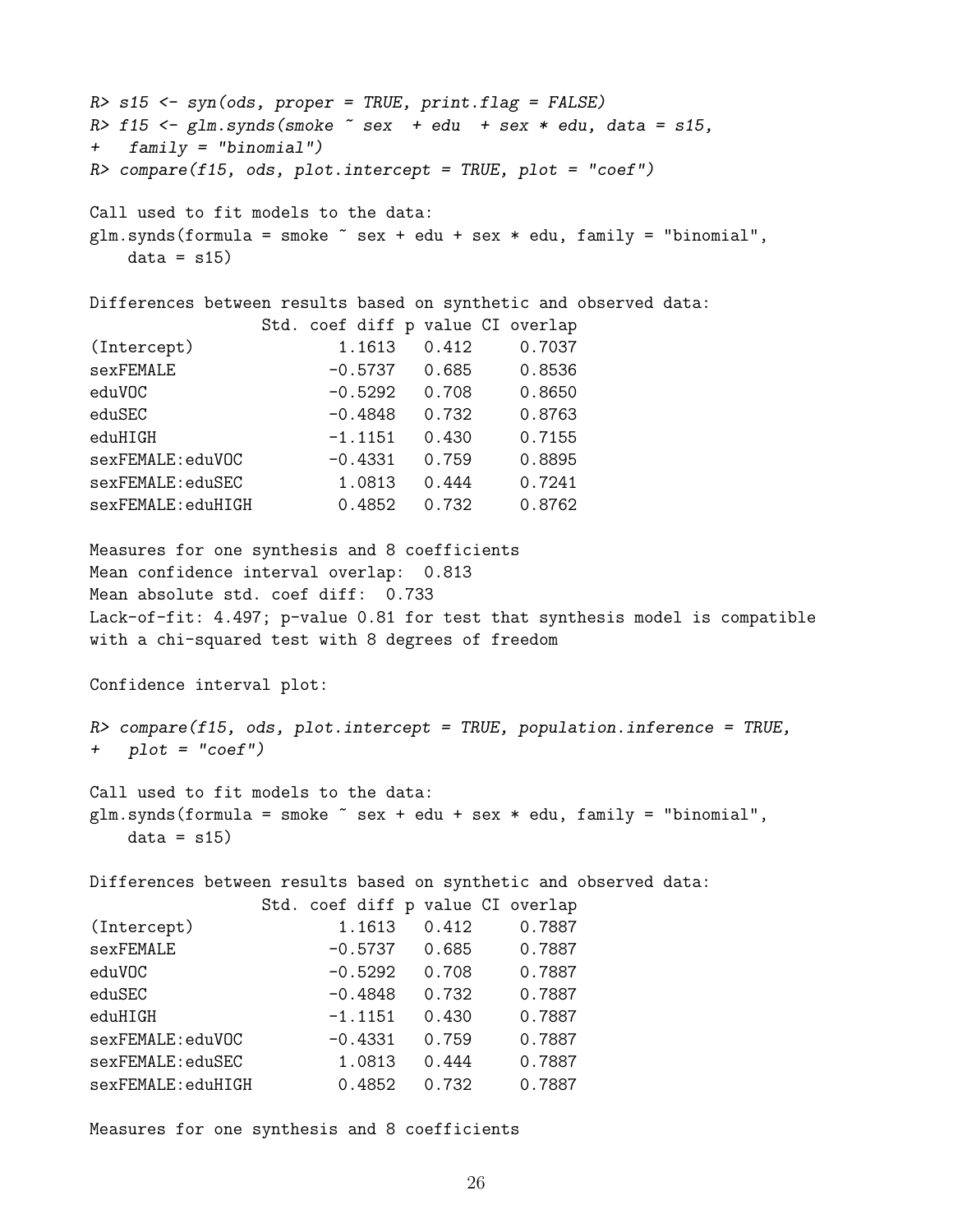```
R> s15 <- syn(ods, proper = TRUE, print.flag = FALSE)
R> f15 <- glm.synds(smoke ~ sex  + edu  + sex * edu, data = s15,
+   family = "binomial")
R> compare(f15, ods, plot.intercept = TRUE, plot = "coef")

Call used to fit models to the data:
glm.synds(formula = smoke ~ sex + edu + sex * edu, family = "binomial",
    data = s15)

Differences between results based on synthetic and observed data:
                 Std. coef diff p value CI overlap
(Intercept)              1.1613   0.412     0.7037
sexFEMALE               -0.5737   0.685     0.8536
eduVOC                  -0.5292   0.708     0.8650
eduSEC                  -0.4848   0.732     0.8763
eduHIGH                 -1.1151   0.430     0.7155
sexFEMALE:eduVOC        -0.4331   0.759     0.8895
sexFEMALE:eduSEC         1.0813   0.444     0.7241
sexFEMALE:eduHIGH        0.4852   0.732     0.8762

Measures for one synthesis and 8 coefficients
Mean confidence interval overlap:  0.813
Mean absolute std. coef diff:  0.733
Lack-of-fit: 4.497; p-value 0.81 for test that synthesis model is compatible
with a chi-squared test with 8 degrees of freedom

Confidence interval plot:

R> compare(f15, ods, plot.intercept = TRUE, population.inference = TRUE,
+   plot = "coef")

Call used to fit models to the data:
glm.synds(formula = smoke ~ sex + edu + sex * edu, family = "binomial",
    data = s15)

Differences between results based on synthetic and observed data:
                 Std. coef diff p value CI overlap
(Intercept)              1.1613   0.412     0.7887
sexFEMALE               -0.5737   0.685     0.7887
eduVOC                  -0.5292   0.708     0.7887
eduSEC                  -0.4848   0.732     0.7887
eduHIGH                 -1.1151   0.430     0.7887
sexFEMALE:eduVOC        -0.4331   0.759     0.7887
sexFEMALE:eduSEC         1.0813   0.444     0.7887
sexFEMALE:eduHIGH        0.4852   0.732     0.7887

Measures for one synthesis and 8 coefficients
```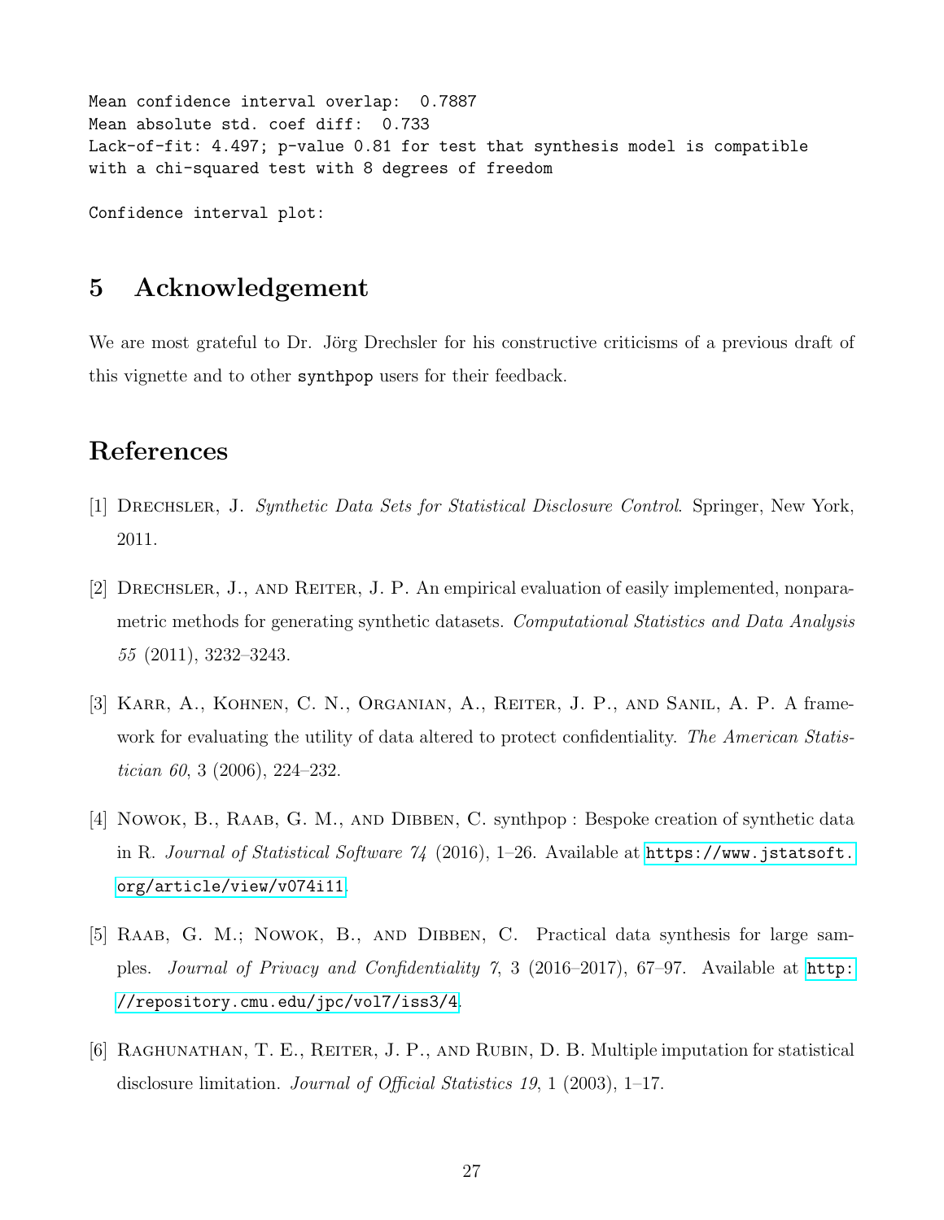```
Mean confidence interval overlap:  0.7887
Mean absolute std. coef diff:  0.733
Lack-of-fit: 4.497; p-value 0.81 for test that synthesis model is compatible
with a chi-squared test with 8 degrees of freedom

Confidence interval plot:
```

## 5 Acknowledgement

We are most grateful to Dr. Jörg Drechsler for his constructive criticisms of a previous draft of this vignette and to other synthpop users for their feedback.

## References

[1] Drechsler, J. *Synthetic Data Sets for Statistical Disclosure Control*. Springer, New York, 2011.

[2] Drechsler, J., and Reiter, J. P. An empirical evaluation of easily implemented, nonparametric methods for generating synthetic datasets. *Computational Statistics and Data Analysis 55* (2011), 3232–3243.

[3] Karr, A., Kohnen, C. N., Organian, A., Reiter, J. P., and Sanil, A. P. A framework for evaluating the utility of data altered to protect confidentiality. *The American Statistician 60*, 3 (2006), 224–232.

[4] Nowok, B., Raab, G. M., and Dibben, C. synthpop : Bespoke creation of synthetic data in R. *Journal of Statistical Software 74* (2016), 1–26. Available at https://www.jstatsoft.org/article/view/v074i11.

[5] Raab, G. M.; Nowok, B., and Dibben, C. Practical data synthesis for large samples. *Journal of Privacy and Confidentiality 7*, 3 (2016–2017), 67–97. Available at http://repository.cmu.edu/jpc/vol7/iss3/4.

[6] Raghunathan, T. E., Reiter, J. P., and Rubin, D. B. Multiple imputation for statistical disclosure limitation. *Journal of Official Statistics 19*, 1 (2003), 1–17.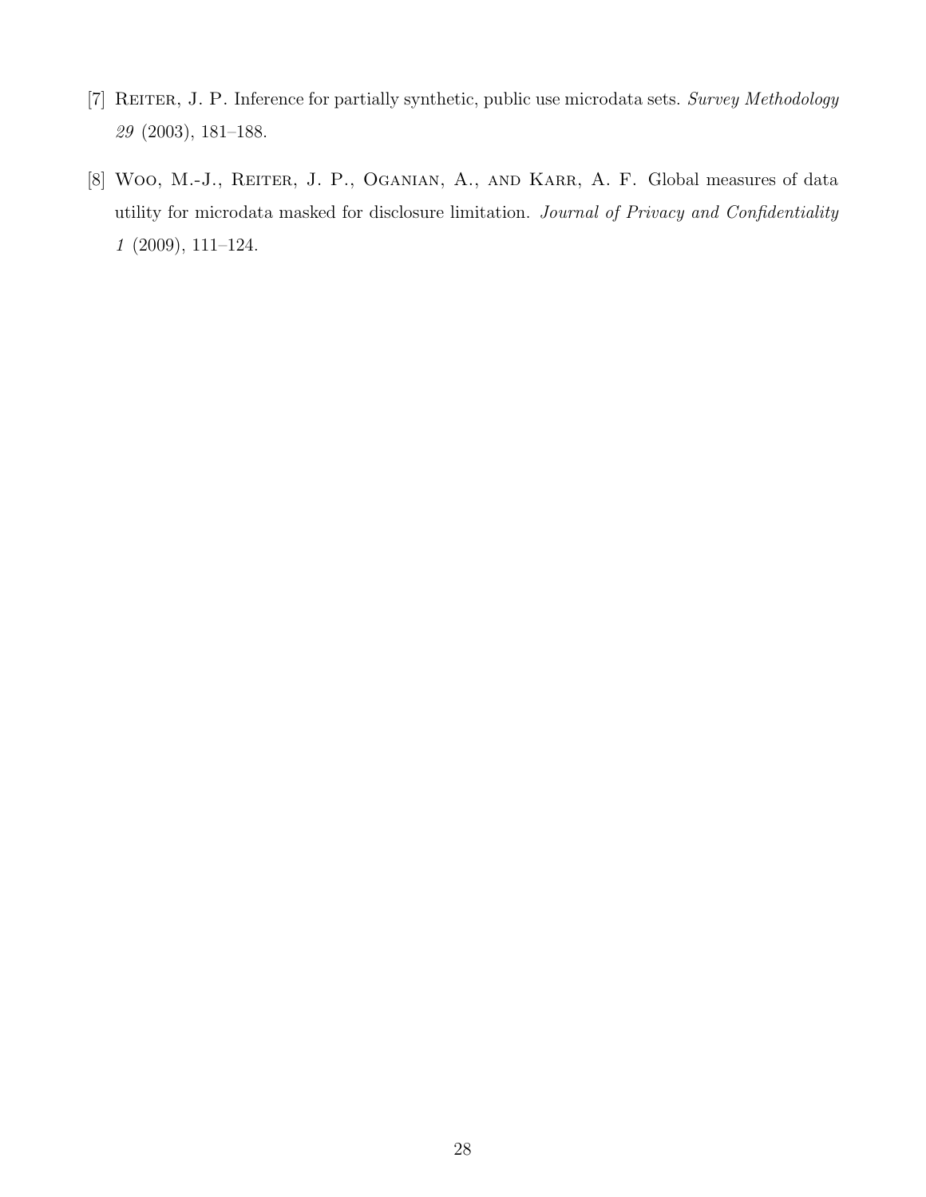[7] Reiter, J. P. Inference for partially synthetic, public use microdata sets. *Survey Methodology 29* (2003), 181–188.

[8] Woo, M.-J., Reiter, J. P., Oganian, A., and Karr, A. F. Global measures of data utility for microdata masked for disclosure limitation. *Journal of Privacy and Confidentiality 1* (2009), 111–124.